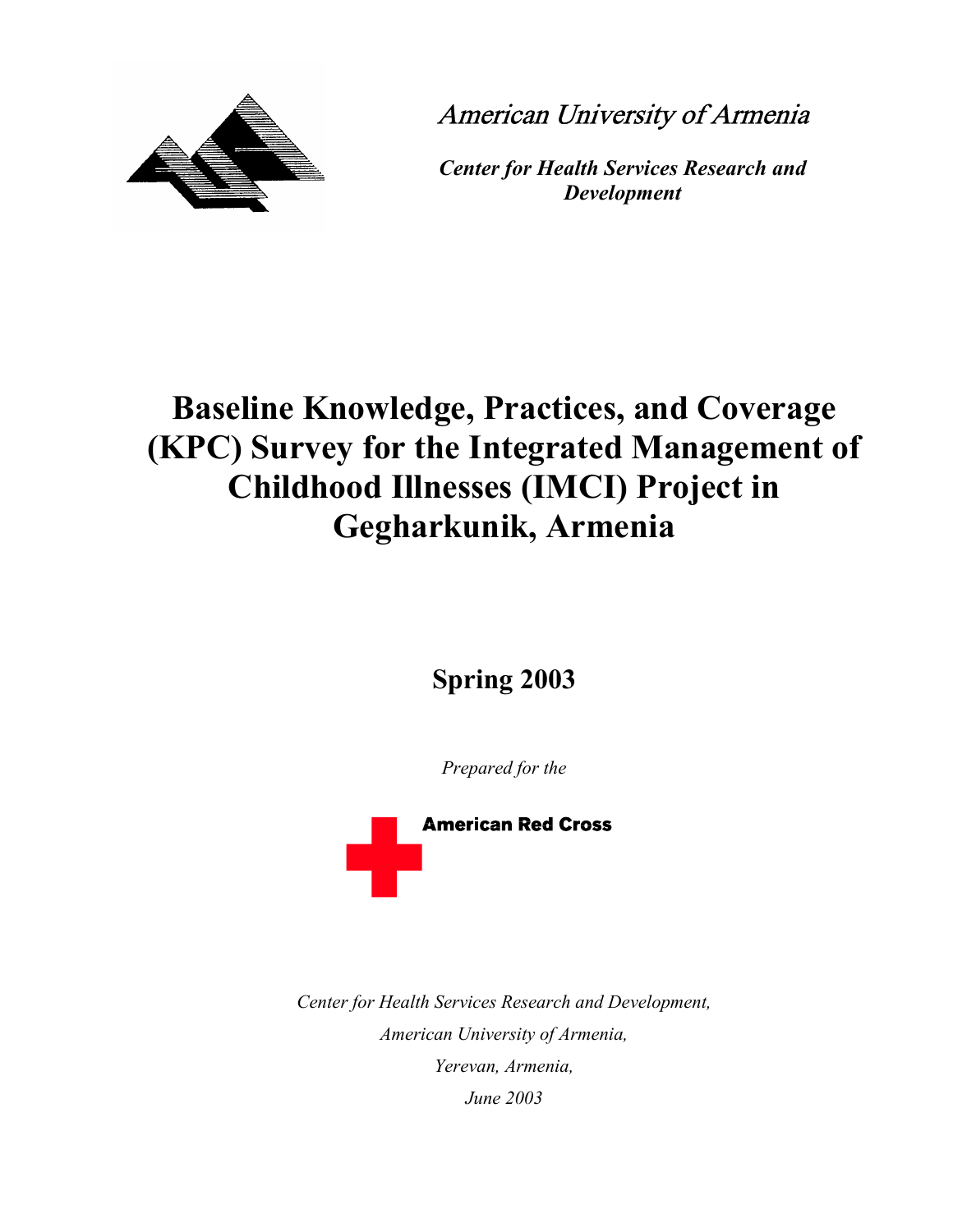*American University of Armenia*

***Center for Health Services Research and Development***

# Baseline Knowledge, Practices, and Coverage (KPC) Survey for the Integrated Management of Childhood Illnesses (IMCI) Project in Gegharkunik, Armenia

## Spring 2003

*Prepared for the*

**American Red Cross**

*Center for Health Services Research and Development,*

*American University of Armenia,*

*Yerevan, Armenia,*

*June 2003*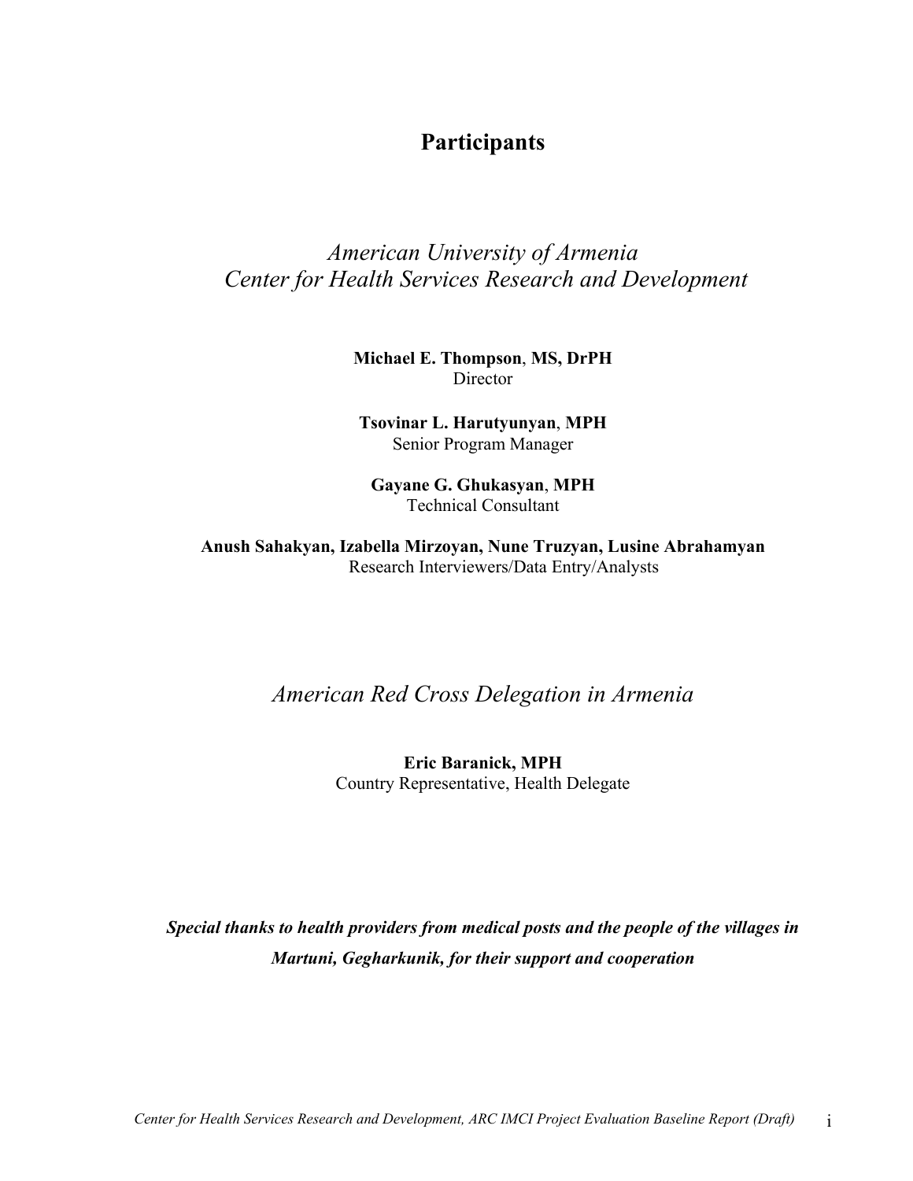# Participants

## *American University of Armenia*
## *Center for Health Services Research and Development*

**Michael E. Thompson**, **MS, DrPH**
Director

**Tsovinar L. Harutyunyan**, **MPH**
Senior Program Manager

**Gayane G. Ghukasyan**, **MPH**
Technical Consultant

**Anush Sahakyan, Izabella Mirzoyan, Nune Truzyan, Lusine Abrahamyan**
Research Interviewers/Data Entry/Analysts

## *American Red Cross Delegation in Armenia*

**Eric Baranick, MPH**
Country Representative, Health Delegate

***Special thanks to health providers from medical posts and the people of the villages in Martuni, Gegharkunik, for their support and cooperation***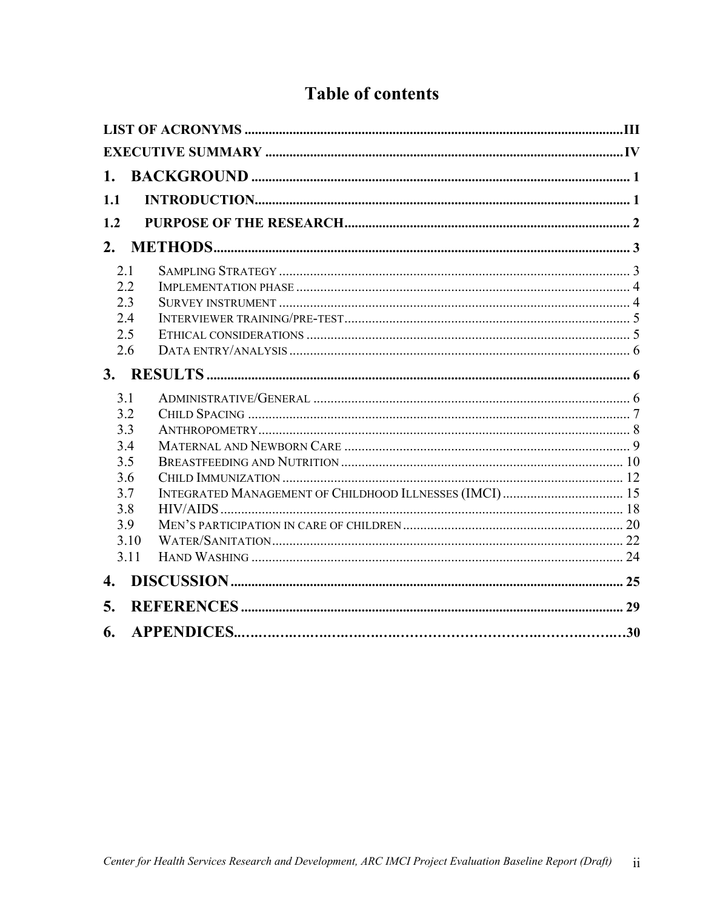# Table of contents

| | | |
|---|---|---|
| **LIST OF ACRONYMS** | | **III** |
| **EXECUTIVE SUMMARY** | | **IV** |
| **1.** | **BACKGROUND** | **1** |
| **1.1** | **INTRODUCTION** | **1** |
| **1.2** | **PURPOSE OF THE RESEARCH** | **2** |
| **2.** | **METHODS** | **3** |
| 2.1 | SAMPLING STRATEGY | 3 |
| 2.2 | IMPLEMENTATION PHASE | 4 |
| 2.3 | SURVEY INSTRUMENT | 4 |
| 2.4 | INTERVIEWER TRAINING/PRE-TEST | 5 |
| 2.5 | ETHICAL CONSIDERATIONS | 5 |
| 2.6 | DATA ENTRY/ANALYSIS | 6 |
| **3.** | **RESULTS** | **6** |
| 3.1 | ADMINISTRATIVE/GENERAL | 6 |
| 3.2 | CHILD SPACING | 7 |
| 3.3 | ANTHROPOMETRY | 8 |
| 3.4 | MATERNAL AND NEWBORN CARE | 9 |
| 3.5 | BREASTFEEDING AND NUTRITION | 10 |
| 3.6 | CHILD IMMUNIZATION | 12 |
| 3.7 | INTEGRATED MANAGEMENT OF CHILDHOOD ILLNESSES (IMCI) | 15 |
| 3.8 | HIV/AIDS | 18 |
| 3.9 | MEN'S PARTICIPATION IN CARE OF CHILDREN | 20 |
| 3.10 | WATER/SANITATION | 22 |
| 3.11 | HAND WASHING | 24 |
| **4.** | **DISCUSSION** | **25** |
| **5.** | **REFERENCES** | **29** |
| **6.** | **APPENDICES** | **30** |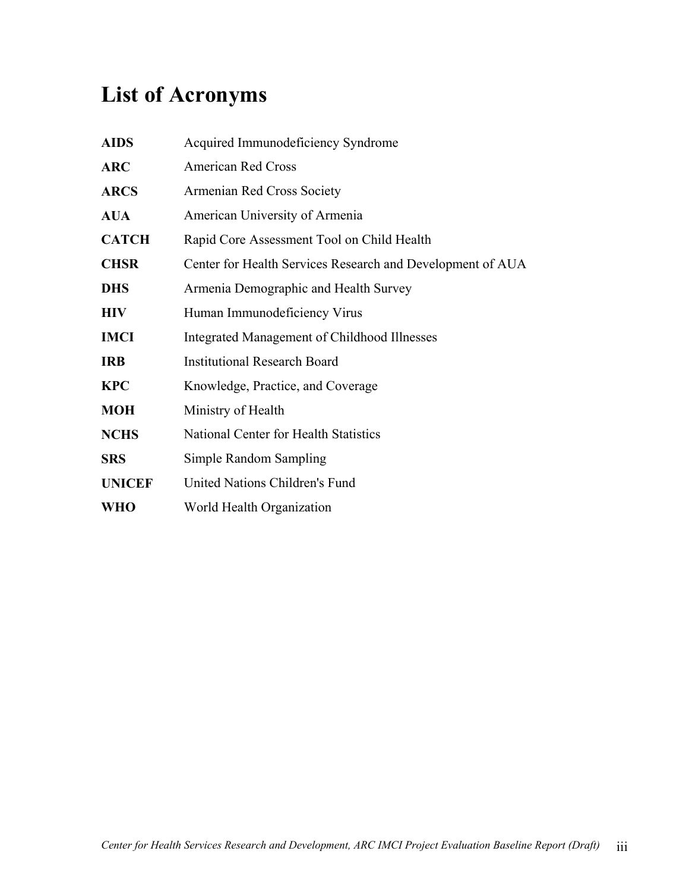# List of Acronyms

| | |
|---|---|
| **AIDS** | Acquired Immunodeficiency Syndrome |
| **ARC** | American Red Cross |
| **ARCS** | Armenian Red Cross Society |
| **AUA** | American University of Armenia |
| **CATCH** | Rapid Core Assessment Tool on Child Health |
| **CHSR** | Center for Health Services Research and Development of AUA |
| **DHS** | Armenia Demographic and Health Survey |
| **HIV** | Human Immunodeficiency Virus |
| **IMCI** | Integrated Management of Childhood Illnesses |
| **IRB** | Institutional Research Board |
| **KPC** | Knowledge, Practice, and Coverage |
| **MOH** | Ministry of Health |
| **NCHS** | National Center for Health Statistics |
| **SRS** | Simple Random Sampling |
| **UNICEF** | United Nations Children's Fund |
| **WHO** | World Health Organization |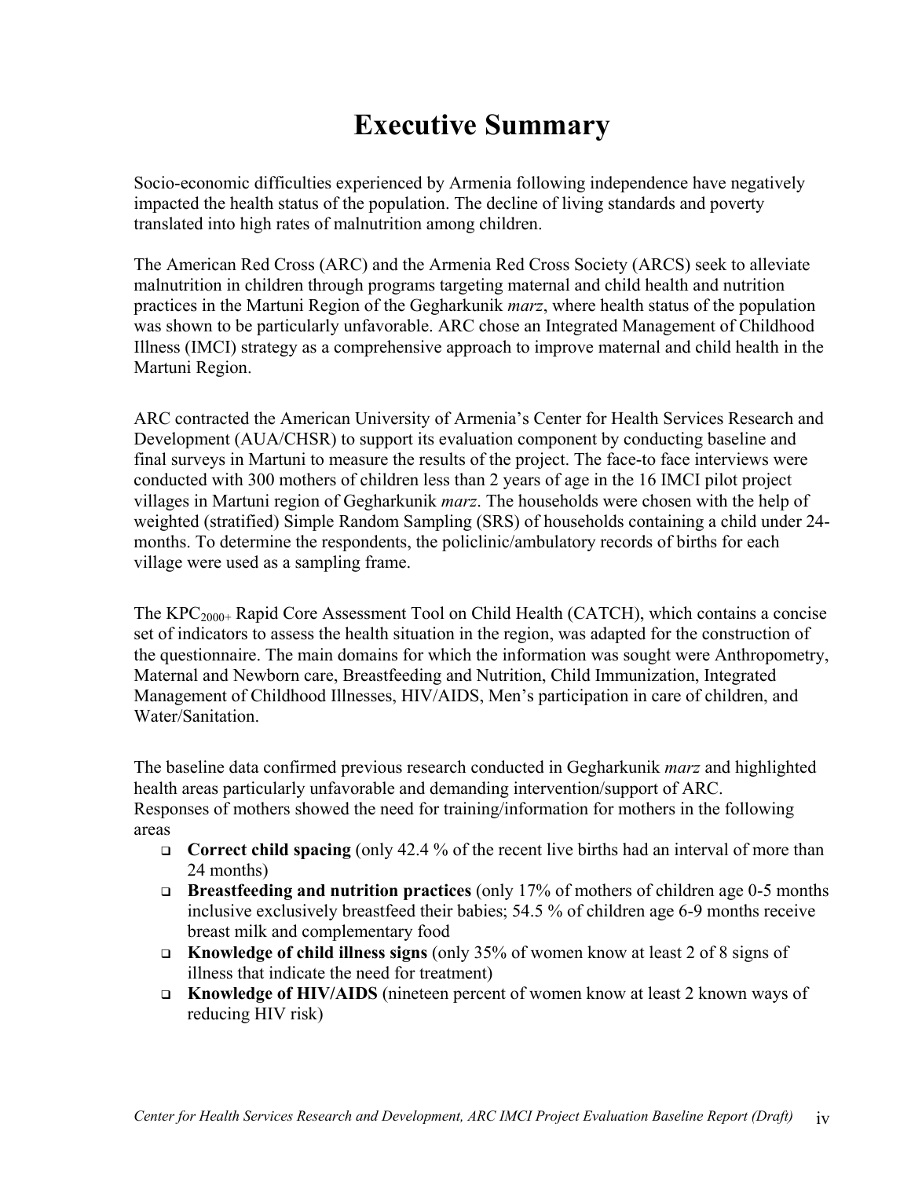# Executive Summary

Socio-economic difficulties experienced by Armenia following independence have negatively impacted the health status of the population. The decline of living standards and poverty translated into high rates of malnutrition among children.

The American Red Cross (ARC) and the Armenia Red Cross Society (ARCS) seek to alleviate malnutrition in children through programs targeting maternal and child health and nutrition practices in the Martuni Region of the Gegharkunik *marz*, where health status of the population was shown to be particularly unfavorable. ARC chose an Integrated Management of Childhood Illness (IMCI) strategy as a comprehensive approach to improve maternal and child health in the Martuni Region.

ARC contracted the American University of Armenia's Center for Health Services Research and Development (AUA/CHSR) to support its evaluation component by conducting baseline and final surveys in Martuni to measure the results of the project. The face-to face interviews were conducted with 300 mothers of children less than 2 years of age in the 16 IMCI pilot project villages in Martuni region of Gegharkunik *marz*. The households were chosen with the help of weighted (stratified) Simple Random Sampling (SRS) of households containing a child under 24-months. To determine the respondents, the policlinic/ambulatory records of births for each village were used as a sampling frame.

The $KPC_{2000+}$ Rapid Core Assessment Tool on Child Health (CATCH), which contains a concise set of indicators to assess the health situation in the region, was adapted for the construction of the questionnaire. The main domains for which the information was sought were Anthropometry, Maternal and Newborn care, Breastfeeding and Nutrition, Child Immunization, Integrated Management of Childhood Illnesses, HIV/AIDS, Men's participation in care of children, and Water/Sanitation.

The baseline data confirmed previous research conducted in Gegharkunik *marz* and highlighted health areas particularly unfavorable and demanding intervention/support of ARC. Responses of mothers showed the need for training/information for mothers in the following areas

- **Correct child spacing** (only 42.4 % of the recent live births had an interval of more than 24 months)
- **Breastfeeding and nutrition practices** (only 17% of mothers of children age 0-5 months inclusive exclusively breastfeed their babies; 54.5 % of children age 6-9 months receive breast milk and complementary food
- **Knowledge of child illness signs** (only 35% of women know at least 2 of 8 signs of illness that indicate the need for treatment)
- **Knowledge of HIV/AIDS** (nineteen percent of women know at least 2 known ways of reducing HIV risk)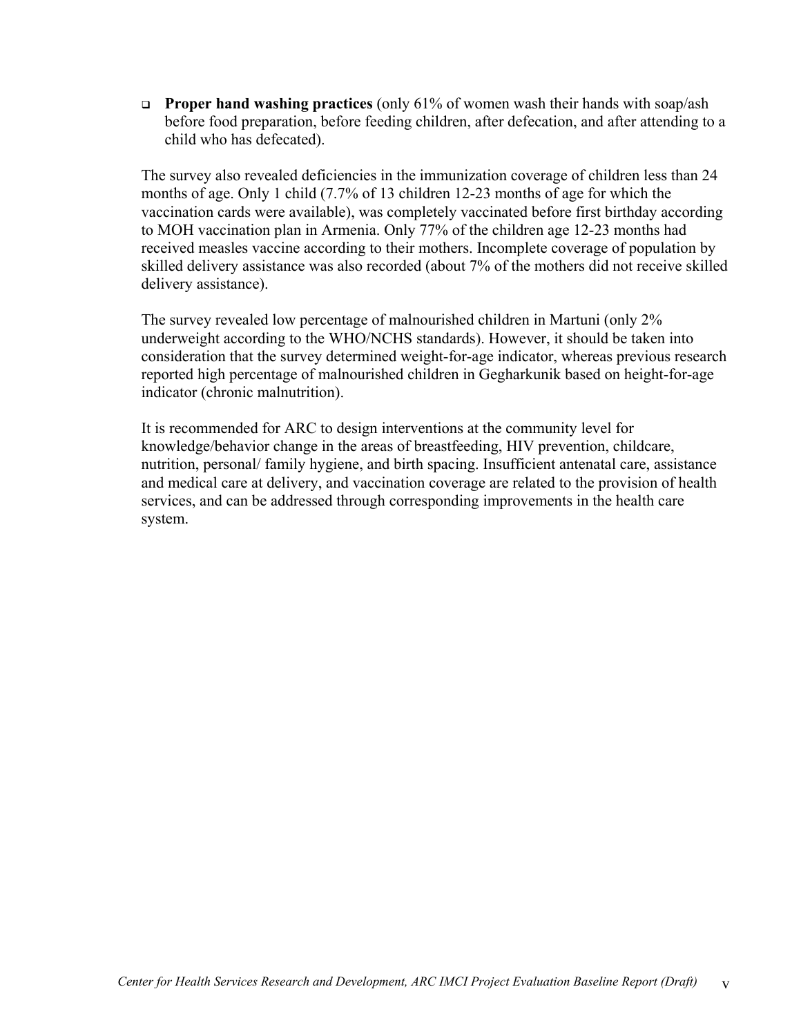- **Proper hand washing practices** (only 61% of women wash their hands with soap/ash before food preparation, before feeding children, after defecation, and after attending to a child who has defecated).

The survey also revealed deficiencies in the immunization coverage of children less than 24 months of age. Only 1 child (7.7% of 13 children 12-23 months of age for which the vaccination cards were available), was completely vaccinated before first birthday according to MOH vaccination plan in Armenia. Only 77% of the children age 12-23 months had received measles vaccine according to their mothers. Incomplete coverage of population by skilled delivery assistance was also recorded (about 7% of the mothers did not receive skilled delivery assistance).

The survey revealed low percentage of malnourished children in Martuni (only 2% underweight according to the WHO/NCHS standards). However, it should be taken into consideration that the survey determined weight-for-age indicator, whereas previous research reported high percentage of malnourished children in Gegharkunik based on height-for-age indicator (chronic malnutrition).

It is recommended for ARC to design interventions at the community level for knowledge/behavior change in the areas of breastfeeding, HIV prevention, childcare, nutrition, personal/ family hygiene, and birth spacing. Insufficient antenatal care, assistance and medical care at delivery, and vaccination coverage are related to the provision of health services, and can be addressed through corresponding improvements in the health care system.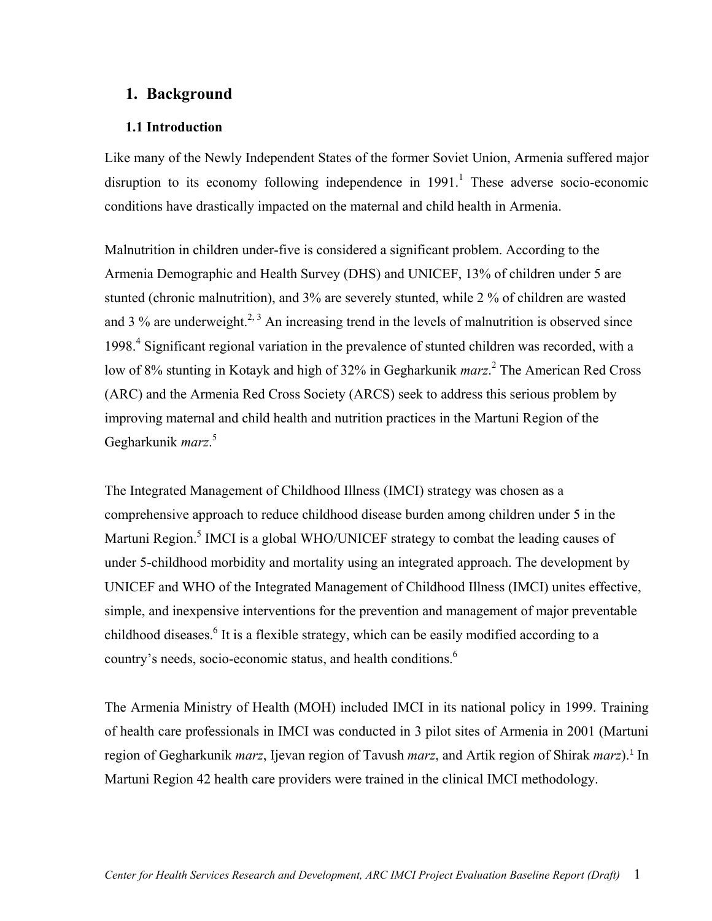# 1. Background

## 1.1 Introduction

Like many of the Newly Independent States of the former Soviet Union, Armenia suffered major disruption to its economy following independence in 1991.[1] These adverse socio-economic conditions have drastically impacted on the maternal and child health in Armenia.

Malnutrition in children under-five is considered a significant problem. According to the Armenia Demographic and Health Survey (DHS) and UNICEF, 13% of children under 5 are stunted (chronic malnutrition), and 3% are severely stunted, while 2 % of children are wasted and 3 % are underweight.[2, 3] An increasing trend in the levels of malnutrition is observed since 1998.[4] Significant regional variation in the prevalence of stunted children was recorded, with a low of 8% stunting in Kotayk and high of 32% in Gegharkunik *marz*.[2] The American Red Cross (ARC) and the Armenia Red Cross Society (ARCS) seek to address this serious problem by improving maternal and child health and nutrition practices in the Martuni Region of the Gegharkunik *marz*.[5]

The Integrated Management of Childhood Illness (IMCI) strategy was chosen as a comprehensive approach to reduce childhood disease burden among children under 5 in the Martuni Region.[5] IMCI is a global WHO/UNICEF strategy to combat the leading causes of under 5-childhood morbidity and mortality using an integrated approach. The development by UNICEF and WHO of the Integrated Management of Childhood Illness (IMCI) unites effective, simple, and inexpensive interventions for the prevention and management of major preventable childhood diseases.[6] It is a flexible strategy, which can be easily modified according to a country's needs, socio-economic status, and health conditions.[6]

The Armenia Ministry of Health (MOH) included IMCI in its national policy in 1999. Training of health care professionals in IMCI was conducted in 3 pilot sites of Armenia in 2001 (Martuni region of Gegharkunik *marz*, Ijevan region of Tavush *marz*, and Artik region of Shirak *marz*).[1] In Martuni Region 42 health care providers were trained in the clinical IMCI methodology.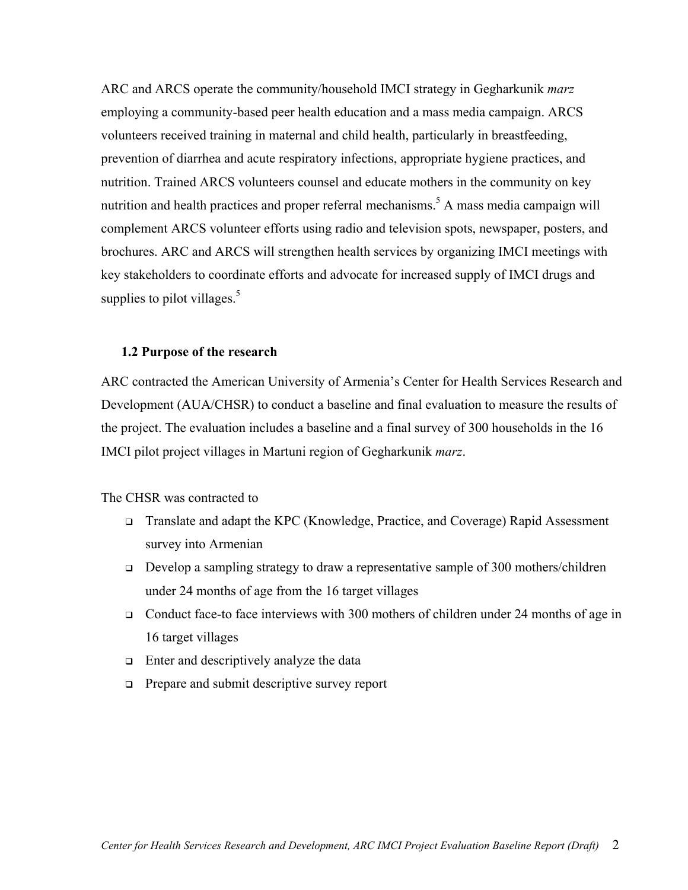ARC and ARCS operate the community/household IMCI strategy in Gegharkunik *marz* employing a community-based peer health education and a mass media campaign. ARCS volunteers received training in maternal and child health, particularly in breastfeeding, prevention of diarrhea and acute respiratory infections, appropriate hygiene practices, and nutrition. Trained ARCS volunteers counsel and educate mothers in the community on key nutrition and health practices and proper referral mechanisms.[5] A mass media campaign will complement ARCS volunteer efforts using radio and television spots, newspaper, posters, and brochures. ARC and ARCS will strengthen health services by organizing IMCI meetings with key stakeholders to coordinate efforts and advocate for increased supply of IMCI drugs and supplies to pilot villages.[5]

### 1.2 Purpose of the research

ARC contracted the American University of Armenia's Center for Health Services Research and Development (AUA/CHSR) to conduct a baseline and final evaluation to measure the results of the project. The evaluation includes a baseline and a final survey of 300 households in the 16 IMCI pilot project villages in Martuni region of Gegharkunik *marz*.

The CHSR was contracted to

- Translate and adapt the KPC (Knowledge, Practice, and Coverage) Rapid Assessment survey into Armenian
- Develop a sampling strategy to draw a representative sample of 300 mothers/children under 24 months of age from the 16 target villages
- Conduct face-to face interviews with 300 mothers of children under 24 months of age in 16 target villages
- Enter and descriptively analyze the data
- Prepare and submit descriptive survey report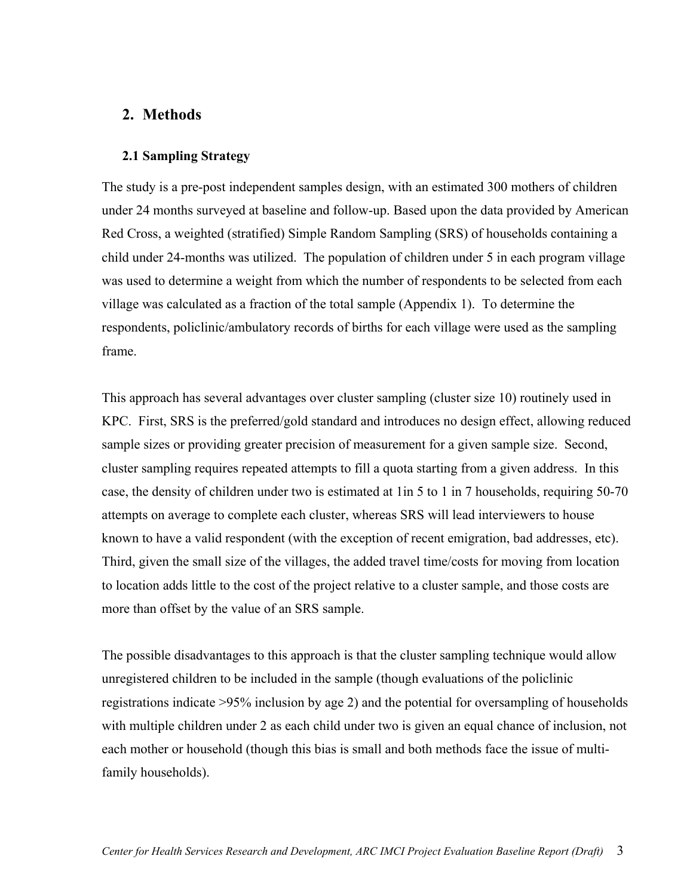## 2. Methods

### 2.1 Sampling Strategy

The study is a pre-post independent samples design, with an estimated 300 mothers of children under 24 months surveyed at baseline and follow-up. Based upon the data provided by American Red Cross, a weighted (stratified) Simple Random Sampling (SRS) of households containing a child under 24-months was utilized. The population of children under 5 in each program village was used to determine a weight from which the number of respondents to be selected from each village was calculated as a fraction of the total sample (Appendix 1). To determine the respondents, policlinic/ambulatory records of births for each village were used as the sampling frame.

This approach has several advantages over cluster sampling (cluster size 10) routinely used in KPC. First, SRS is the preferred/gold standard and introduces no design effect, allowing reduced sample sizes or providing greater precision of measurement for a given sample size. Second, cluster sampling requires repeated attempts to fill a quota starting from a given address. In this case, the density of children under two is estimated at 1in 5 to 1 in 7 households, requiring 50-70 attempts on average to complete each cluster, whereas SRS will lead interviewers to house known to have a valid respondent (with the exception of recent emigration, bad addresses, etc). Third, given the small size of the villages, the added travel time/costs for moving from location to location adds little to the cost of the project relative to a cluster sample, and those costs are more than offset by the value of an SRS sample.

The possible disadvantages to this approach is that the cluster sampling technique would allow unregistered children to be included in the sample (though evaluations of the policlinic registrations indicate >95% inclusion by age 2) and the potential for oversampling of households with multiple children under 2 as each child under two is given an equal chance of inclusion, not each mother or household (though this bias is small and both methods face the issue of multi-family households).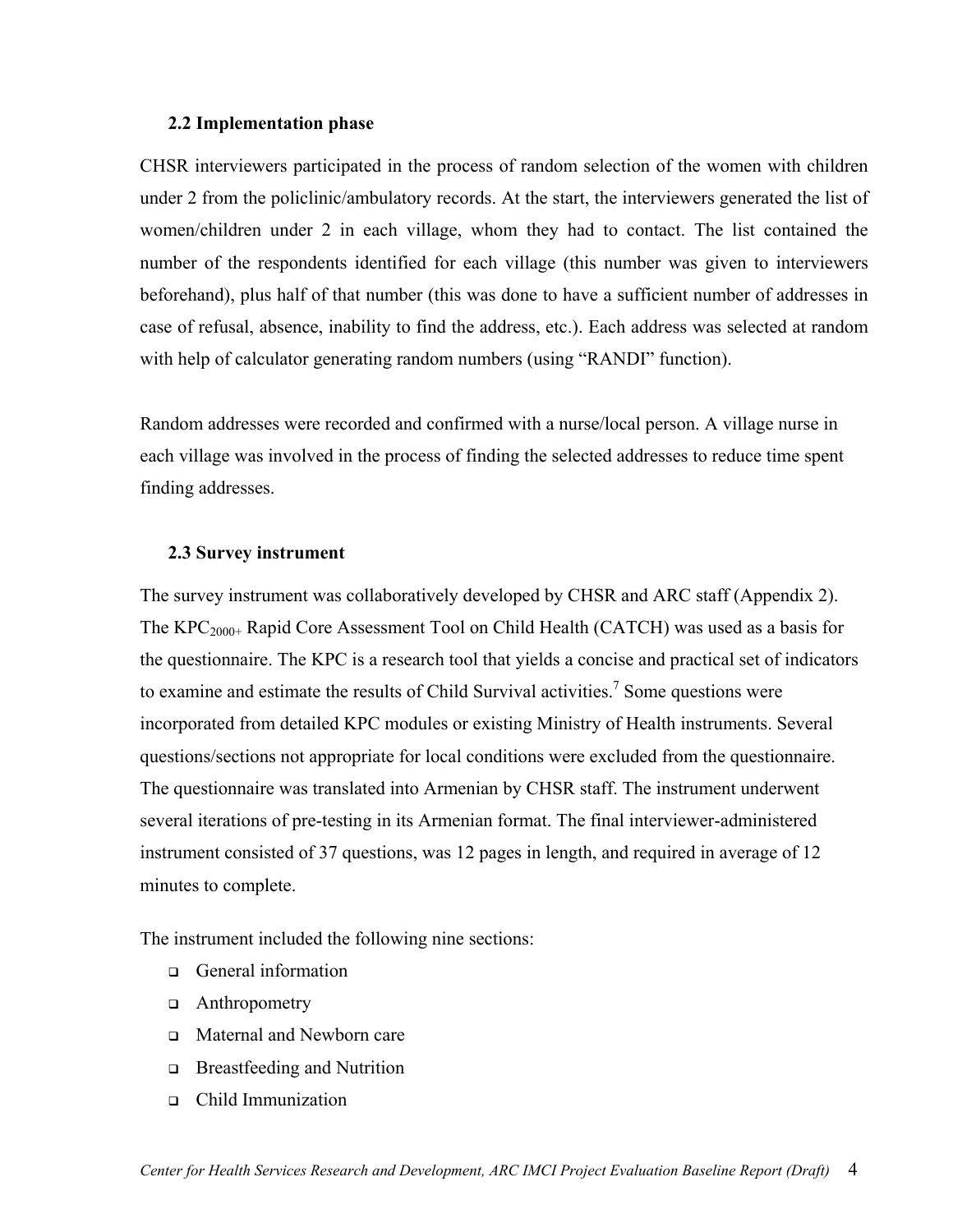### 2.2 Implementation phase

CHSR interviewers participated in the process of random selection of the women with children under 2 from the policlinic/ambulatory records. At the start, the interviewers generated the list of women/children under 2 in each village, whom they had to contact. The list contained the number of the respondents identified for each village (this number was given to interviewers beforehand), plus half of that number (this was done to have a sufficient number of addresses in case of refusal, absence, inability to find the address, etc.). Each address was selected at random with help of calculator generating random numbers (using "RANDI" function).

Random addresses were recorded and confirmed with a nurse/local person. A village nurse in each village was involved in the process of finding the selected addresses to reduce time spent finding addresses.

### 2.3 Survey instrument

The survey instrument was collaboratively developed by CHSR and ARC staff (Appendix 2). The $KPC_{2000+}$ Rapid Core Assessment Tool on Child Health (CATCH) was used as a basis for the questionnaire. The KPC is a research tool that yields a concise and practical set of indicators to examine and estimate the results of Child Survival activities.[7] Some questions were incorporated from detailed KPC modules or existing Ministry of Health instruments. Several questions/sections not appropriate for local conditions were excluded from the questionnaire. The questionnaire was translated into Armenian by CHSR staff. The instrument underwent several iterations of pre-testing in its Armenian format. The final interviewer-administered instrument consisted of 37 questions, was 12 pages in length, and required in average of 12 minutes to complete.

The instrument included the following nine sections:

- General information
- Anthropometry
- Maternal and Newborn care
- Breastfeeding and Nutrition
- Child Immunization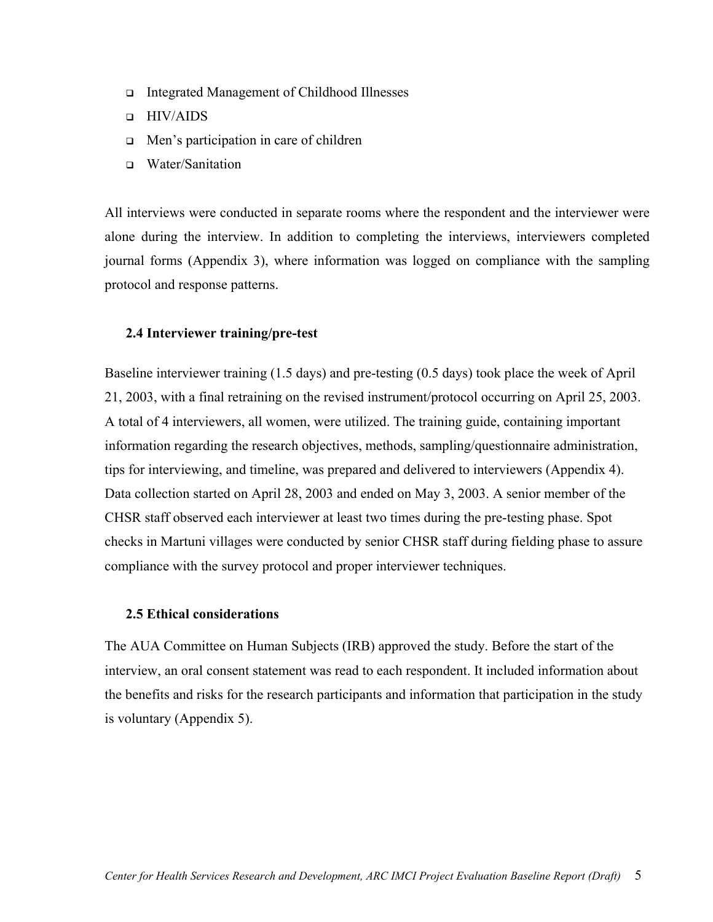- Integrated Management of Childhood Illnesses
- HIV/AIDS
- Men's participation in care of children
- Water/Sanitation

All interviews were conducted in separate rooms where the respondent and the interviewer were alone during the interview. In addition to completing the interviews, interviewers completed journal forms (Appendix 3), where information was logged on compliance with the sampling protocol and response patterns.

### 2.4 Interviewer training/pre-test

Baseline interviewer training (1.5 days) and pre-testing (0.5 days) took place the week of April 21, 2003, with a final retraining on the revised instrument/protocol occurring on April 25, 2003. A total of 4 interviewers, all women, were utilized. The training guide, containing important information regarding the research objectives, methods, sampling/questionnaire administration, tips for interviewing, and timeline, was prepared and delivered to interviewers (Appendix 4). Data collection started on April 28, 2003 and ended on May 3, 2003. A senior member of the CHSR staff observed each interviewer at least two times during the pre-testing phase. Spot checks in Martuni villages were conducted by senior CHSR staff during fielding phase to assure compliance with the survey protocol and proper interviewer techniques.

### 2.5 Ethical considerations

The AUA Committee on Human Subjects (IRB) approved the study. Before the start of the interview, an oral consent statement was read to each respondent. It included information about the benefits and risks for the research participants and information that participation in the study is voluntary (Appendix 5).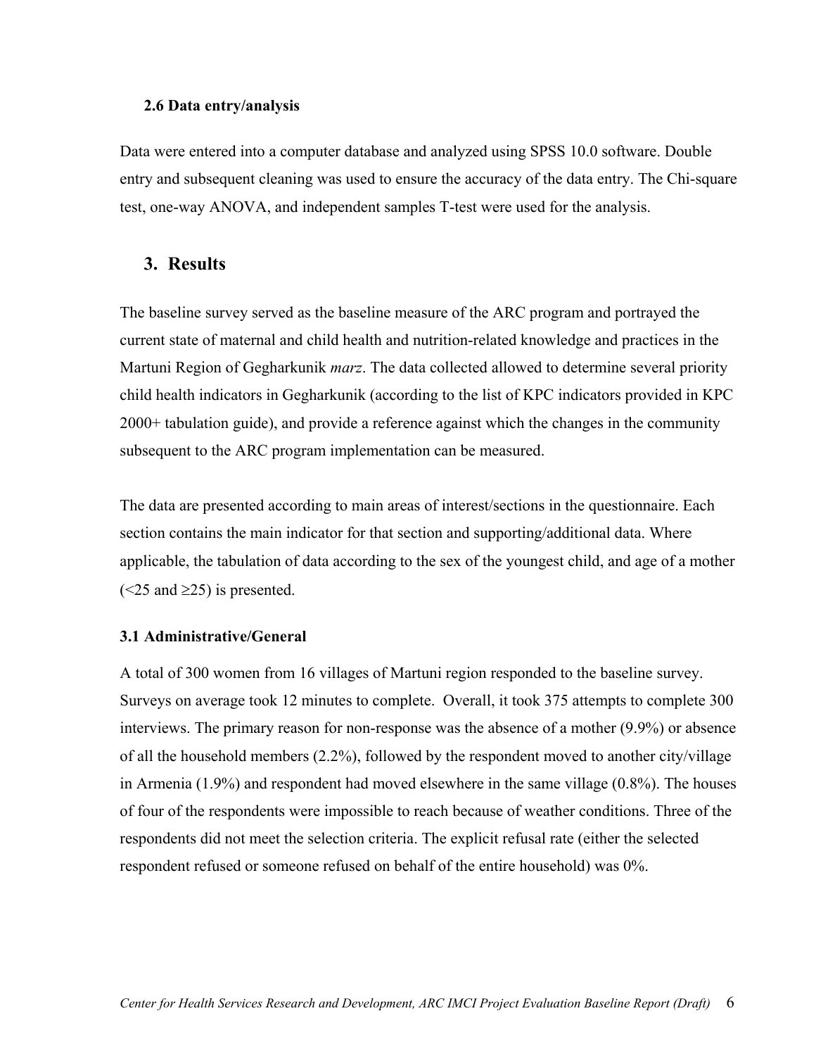### 2.6 Data entry/analysis

Data were entered into a computer database and analyzed using SPSS 10.0 software. Double entry and subsequent cleaning was used to ensure the accuracy of the data entry. The Chi-square test, one-way ANOVA, and independent samples T-test were used for the analysis.

## 3. Results

The baseline survey served as the baseline measure of the ARC program and portrayed the current state of maternal and child health and nutrition-related knowledge and practices in the Martuni Region of Gegharkunik *marz*. The data collected allowed to determine several priority child health indicators in Gegharkunik (according to the list of KPC indicators provided in KPC 2000+ tabulation guide), and provide a reference against which the changes in the community subsequent to the ARC program implementation can be measured.

The data are presented according to main areas of interest/sections in the questionnaire. Each section contains the main indicator for that section and supporting/additional data. Where applicable, the tabulation of data according to the sex of the youngest child, and age of a mother (<25 and ≥25) is presented.

### 3.1 Administrative/General

A total of 300 women from 16 villages of Martuni region responded to the baseline survey. Surveys on average took 12 minutes to complete. Overall, it took 375 attempts to complete 300 interviews. The primary reason for non-response was the absence of a mother (9.9%) or absence of all the household members (2.2%), followed by the respondent moved to another city/village in Armenia (1.9%) and respondent had moved elsewhere in the same village (0.8%). The houses of four of the respondents were impossible to reach because of weather conditions. Three of the respondents did not meet the selection criteria. The explicit refusal rate (either the selected respondent refused or someone refused on behalf of the entire household) was 0%.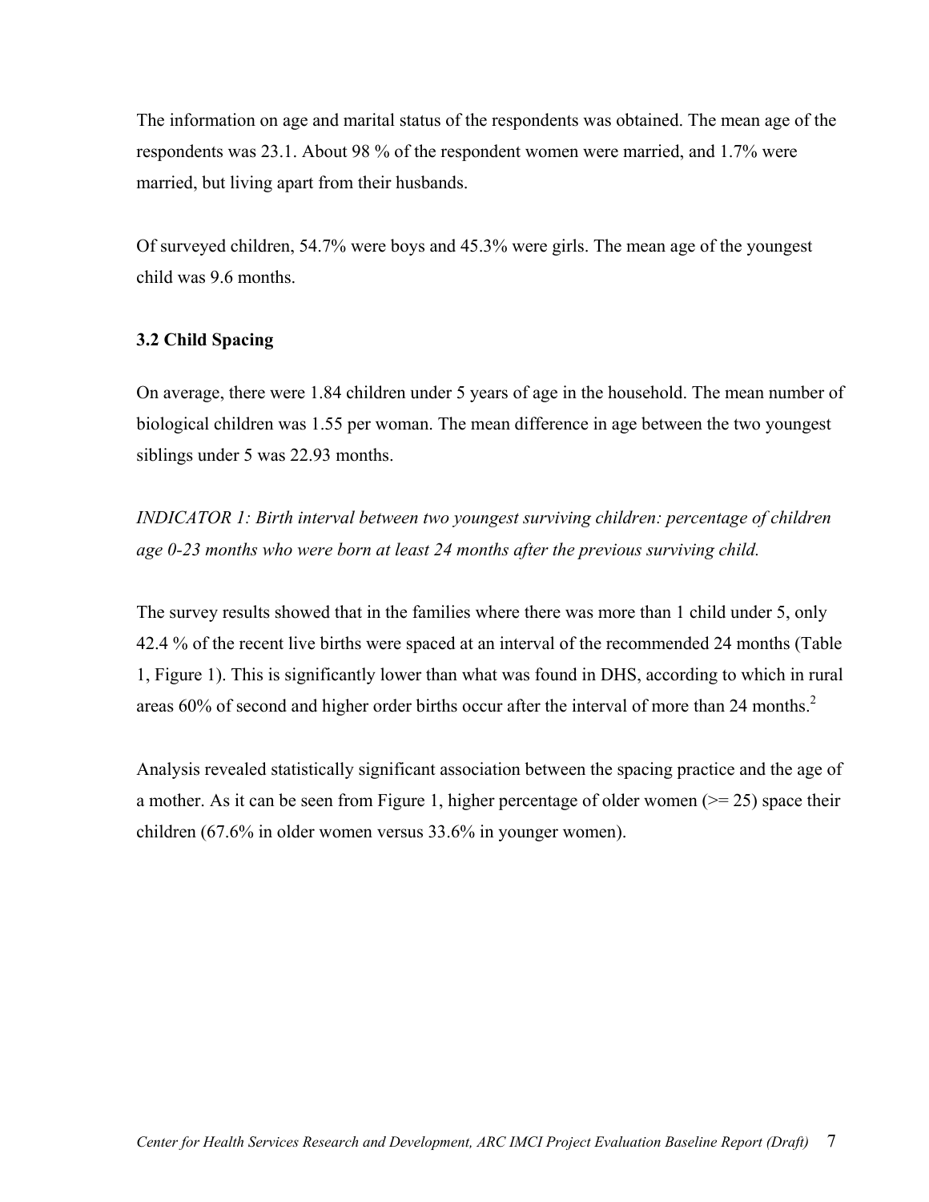The information on age and marital status of the respondents was obtained. The mean age of the respondents was 23.1. About 98 % of the respondent women were married, and 1.7% were married, but living apart from their husbands.

Of surveyed children, 54.7% were boys and 45.3% were girls. The mean age of the youngest child was 9.6 months.

### 3.2 Child Spacing

On average, there were 1.84 children under 5 years of age in the household. The mean number of biological children was 1.55 per woman. The mean difference in age between the two youngest siblings under 5 was 22.93 months.

*INDICATOR 1: Birth interval between two youngest surviving children: percentage of children age 0-23 months who were born at least 24 months after the previous surviving child.*

The survey results showed that in the families where there was more than 1 child under 5, only 42.4 % of the recent live births were spaced at an interval of the recommended 24 months (Table 1, Figure 1). This is significantly lower than what was found in DHS, according to which in rural areas 60% of second and higher order births occur after the interval of more than 24 months.[2]

Analysis revealed statistically significant association between the spacing practice and the age of a mother. As it can be seen from Figure 1, higher percentage of older women (>= 25) space their children (67.6% in older women versus 33.6% in younger women).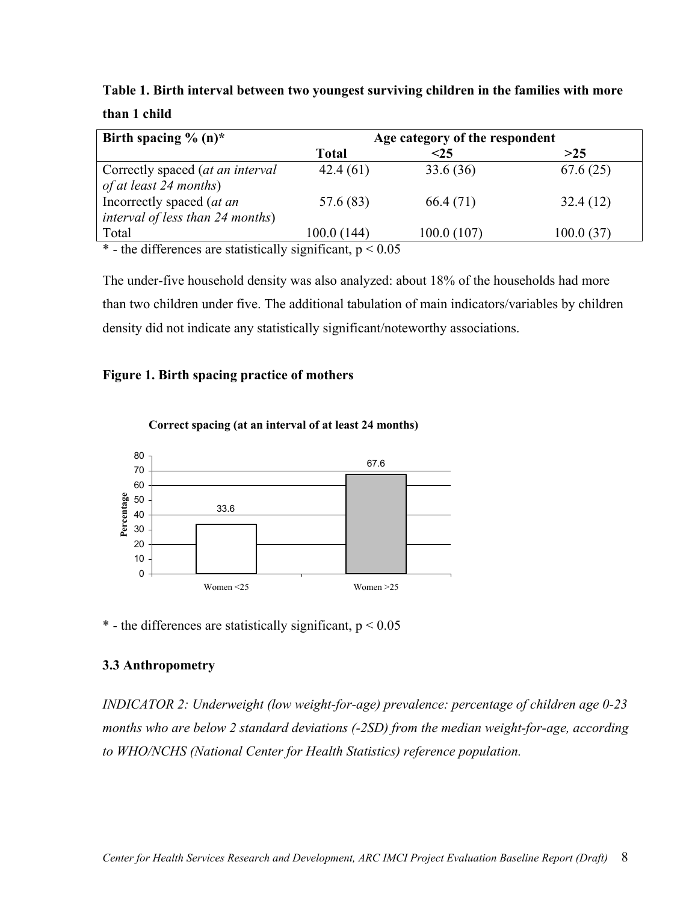**Table 1. Birth interval between two youngest surviving children in the families with more than 1 child**

| Birth spacing % (n)* | Age category of the respondent | | |
|---|---|---|---|
| | **Total** | **<25** | **>25** |
| Correctly spaced (*at an interval of at least 24 months*) | 42.4 (61) | 33.6 (36) | 67.6 (25) |
| Incorrectly spaced (*at an interval of less than 24 months*) | 57.6 (83) | 66.4 (71) | 32.4 (12) |
| Total | 100.0 (144) | 100.0 (107) | 100.0 (37) |

\* - the differences are statistically significant, $p < 0.05$

The under-five household density was also analyzed: about 18% of the households had more than two children under five. The additional tabulation of main indicators/variables by children density did not indicate any statistically significant/noteworthy associations.

**Figure 1. Birth spacing practice of mothers**

**Correct spacing (at an interval of at least 24 months)**

| | Percentage |
|---|---|
| Women <25 | 33.6 |
| Women >25 | 67.6 |

\* - the differences are statistically significant, $p < 0.05$

### 3.3 Anthropometry

*INDICATOR 2: Underweight (low weight-for-age) prevalence: percentage of children age 0-23 months who are below 2 standard deviations (-2SD) from the median weight-for-age, according to WHO/NCHS (National Center for Health Statistics) reference population.*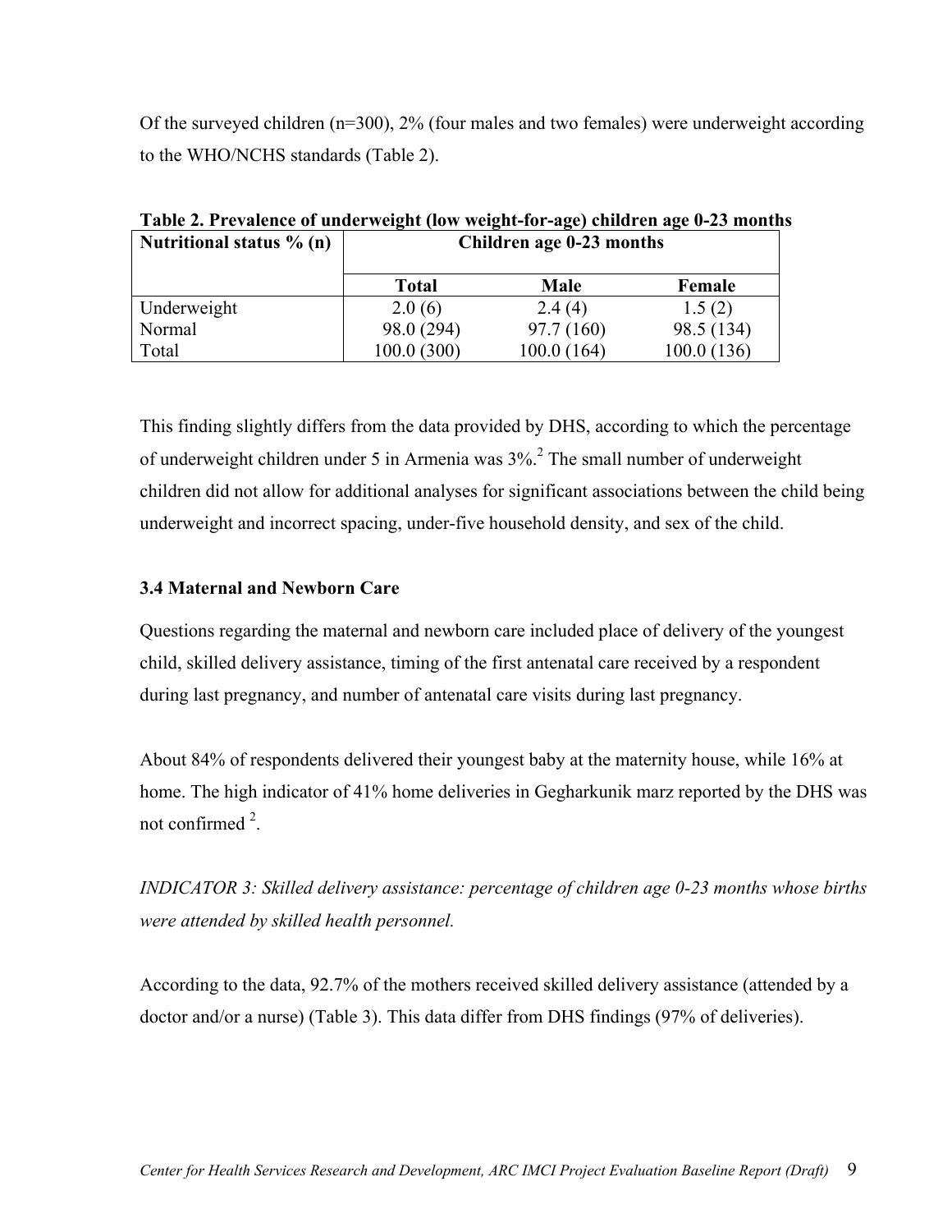Of the surveyed children (n=300), 2% (four males and two females) were underweight according to the WHO/NCHS standards (Table 2).

**Table 2. Prevalence of underweight (low weight-for-age) children age 0-23 months**

| Nutritional status % (n) | Children age 0-23 months | | |
|---|---|---|---|
| | **Total** | **Male** | **Female** |
| Underweight | 2.0 (6) | 2.4 (4) | 1.5 (2) |
| Normal | 98.0 (294) | 97.7 (160) | 98.5 (134) |
| Total | 100.0 (300) | 100.0 (164) | 100.0 (136) |

This finding slightly differs from the data provided by DHS, according to which the percentage of underweight children under 5 in Armenia was 3%.[2] The small number of underweight children did not allow for additional analyses for significant associations between the child being underweight and incorrect spacing, under-five household density, and sex of the child.

### 3.4 Maternal and Newborn Care

Questions regarding the maternal and newborn care included place of delivery of the youngest child, skilled delivery assistance, timing of the first antenatal care received by a respondent during last pregnancy, and number of antenatal care visits during last pregnancy.

About 84% of respondents delivered their youngest baby at the maternity house, while 16% at home. The high indicator of 41% home deliveries in Gegharkunik marz reported by the DHS was not confirmed [2].

*INDICATOR 3: Skilled delivery assistance: percentage of children age 0-23 months whose births were attended by skilled health personnel.*

According to the data, 92.7% of the mothers received skilled delivery assistance (attended by a doctor and/or a nurse) (Table 3). This data differ from DHS findings (97% of deliveries).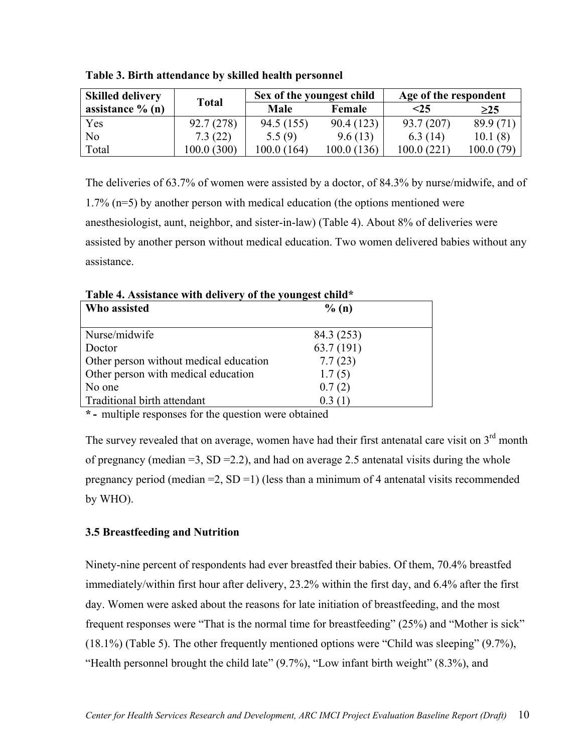**Table 3. Birth attendance by skilled health personnel**

| Skilled delivery assistance % (n) | Total | Sex of the youngest child | | Age of the respondent | |
|---|---|---|---|---|---|
| | | Male | Female | <25 | ≥25 |
| Yes | 92.7 (278) | 94.5 (155) | 90.4 (123) | 93.7 (207) | 89.9 (71) |
| No | 7.3 (22) | 5.5 (9) | 9.6 (13) | 6.3 (14) | 10.1 (8) |
| Total | 100.0 (300) | 100.0 (164) | 100.0 (136) | 100.0 (221) | 100.0 (79) |

The deliveries of 63.7% of women were assisted by a doctor, of 84.3% by nurse/midwife, and of 1.7% (n=5) by another person with medical education (the options mentioned were anesthesiologist, aunt, neighbor, and sister-in-law) (Table 4). About 8% of deliveries were assisted by another person without medical education. Two women delivered babies without any assistance.

**Table 4. Assistance with delivery of the youngest child***

| Who assisted | % (n) |
|---|---|
| Nurse/midwife | 84.3 (253) |
| Doctor | 63.7 (191) |
| Other person without medical education | 7.7 (23) |
| Other person with medical education | 1.7 (5) |
| No one | 0.7 (2) |
| Traditional birth attendant | 0.3 (1) |

**\* -** multiple responses for the question were obtained

The survey revealed that on average, women have had their first antenatal care visit on 3rd month of pregnancy (median =3, SD =2.2), and had on average 2.5 antenatal visits during the whole pregnancy period (median =2, SD =1) (less than a minimum of 4 antenatal visits recommended by WHO).

### 3.5 Breastfeeding and Nutrition

Ninety-nine percent of respondents had ever breastfed their babies. Of them, 70.4% breastfed immediately/within first hour after delivery, 23.2% within the first day, and 6.4% after the first day. Women were asked about the reasons for late initiation of breastfeeding, and the most frequent responses were "That is the normal time for breastfeeding" (25%) and "Mother is sick" (18.1%) (Table 5). The other frequently mentioned options were "Child was sleeping" (9.7%), "Health personnel brought the child late" (9.7%), "Low infant birth weight" (8.3%), and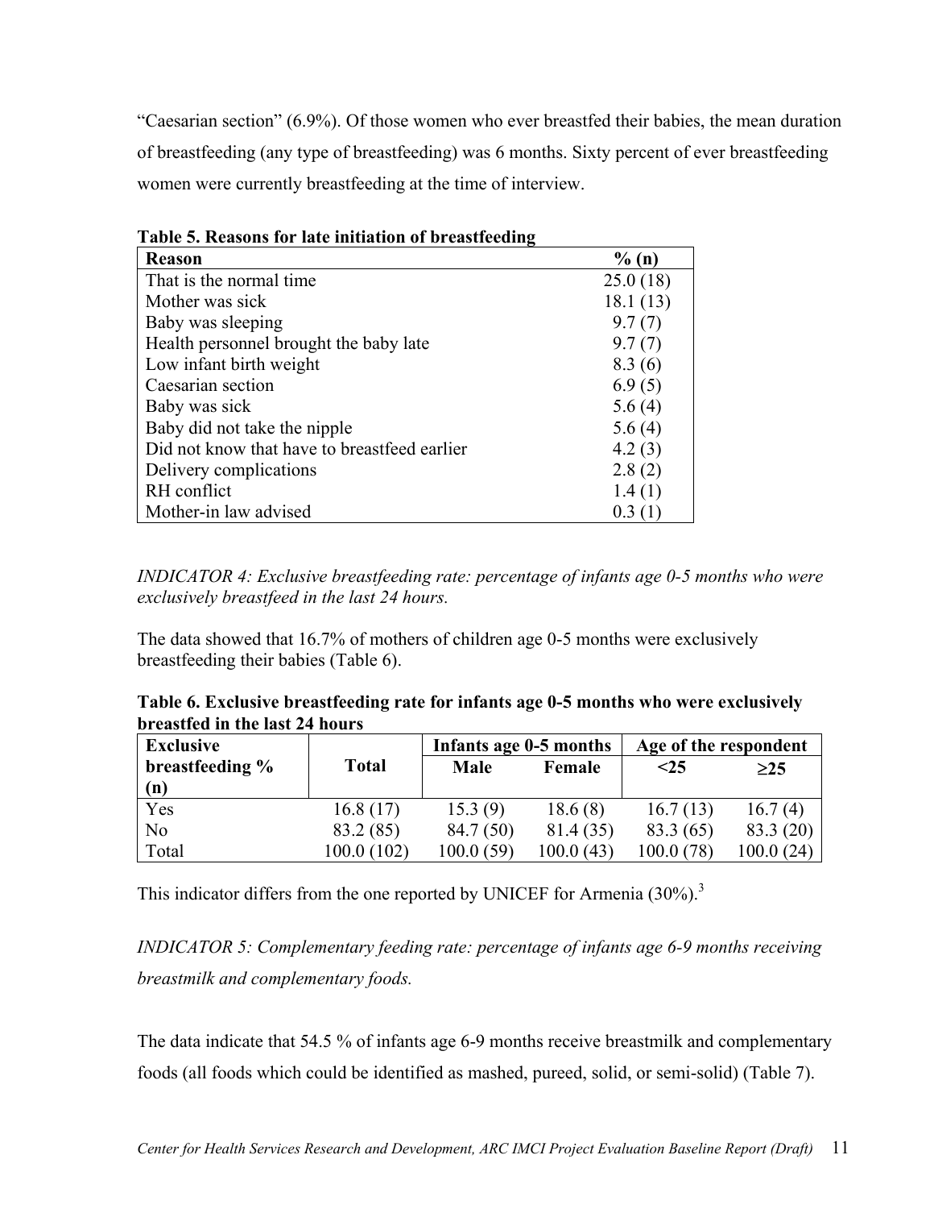"Caesarian section" (6.9%). Of those women who ever breastfed their babies, the mean duration of breastfeeding (any type of breastfeeding) was 6 months. Sixty percent of ever breastfeeding women were currently breastfeeding at the time of interview.

**Table 5. Reasons for late initiation of breastfeeding**

| Reason | % (n) |
|---|---|
| That is the normal time | 25.0 (18) |
| Mother was sick | 18.1 (13) |
| Baby was sleeping | 9.7 (7) |
| Health personnel brought the baby late | 9.7 (7) |
| Low infant birth weight | 8.3 (6) |
| Caesarian section | 6.9 (5) |
| Baby was sick | 5.6 (4) |
| Baby did not take the nipple | 5.6 (4) |
| Did not know that have to breastfeed earlier | 4.2 (3) |
| Delivery complications | 2.8 (2) |
| RH conflict | 1.4 (1) |
| Mother-in law advised | 0.3 (1) |

*INDICATOR 4: Exclusive breastfeeding rate: percentage of infants age 0-5 months who were exclusively breastfeed in the last 24 hours.*

The data showed that 16.7% of mothers of children age 0-5 months were exclusively breastfeeding their babies (Table 6).

**Table 6. Exclusive breastfeeding rate for infants age 0-5 months who were exclusively breastfed in the last 24 hours**

| Exclusive breastfeeding % (n) | Total | Infants age 0-5 months | | Age of the respondent | |
|---|---|---|---|---|---|
| | | Male | Female | <25 | ≥25 |
| Yes | 16.8 (17) | 15.3 (9) | 18.6 (8) | 16.7 (13) | 16.7 (4) |
| No | 83.2 (85) | 84.7 (50) | 81.4 (35) | 83.3 (65) | 83.3 (20) |
| Total | 100.0 (102) | 100.0 (59) | 100.0 (43) | 100.0 (78) | 100.0 (24) |

This indicator differs from the one reported by UNICEF for Armenia (30%).[3]

*INDICATOR 5: Complementary feeding rate: percentage of infants age 6-9 months receiving breastmilk and complementary foods.*

The data indicate that 54.5 % of infants age 6-9 months receive breastmilk and complementary foods (all foods which could be identified as mashed, pureed, solid, or semi-solid) (Table 7).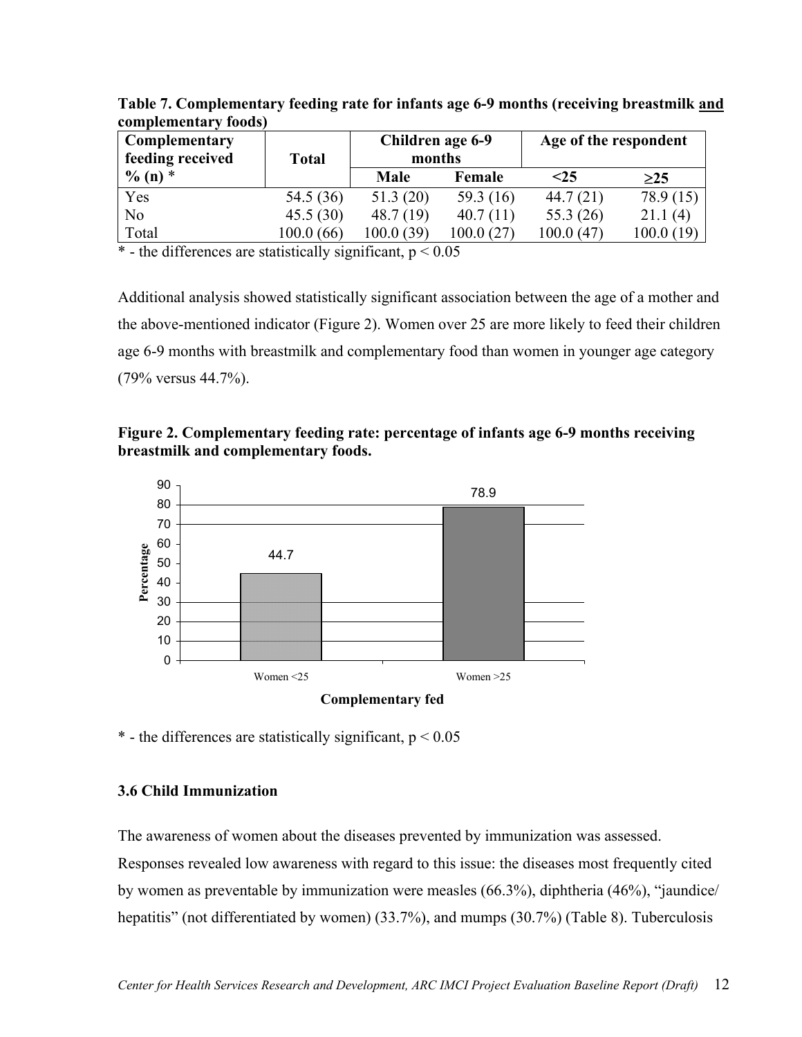**Table 7. Complementary feeding rate for infants age 6-9 months (receiving breastmilk <u>and</u> complementary foods)**

| Complementary feeding received % (n) * | Total | Children age 6-9 months | | Age of the respondent | |
|---|---|---|---|---|---|
| | | Male | Female | <25 | ≥25 |
| Yes | 54.5 (36) | 51.3 (20) | 59.3 (16) | 44.7 (21) | 78.9 (15) |
| No | 45.5 (30) | 48.7 (19) | 40.7 (11) | 55.3 (26) | 21.1 (4) |
| Total | 100.0 (66) | 100.0 (39) | 100.0 (27) | 100.0 (47) | 100.0 (19) |

* - the differences are statistically significant, $p < 0.05$

Additional analysis showed statistically significant association between the age of a mother and the above-mentioned indicator (Figure 2). Women over 25 are more likely to feed their children age 6-9 months with breastmilk and complementary food than women in younger age category (79% versus 44.7%).

**Figure 2. Complementary feeding rate: percentage of infants age 6-9 months receiving breastmilk and complementary foods.**

| Complementary fed | Percentage |
|---|---|
| Women <25 | 44.7 |
| Women >25 | 78.9 |

* - the differences are statistically significant, $p < 0.05$

### 3.6 Child Immunization

The awareness of women about the diseases prevented by immunization was assessed. Responses revealed low awareness with regard to this issue: the diseases most frequently cited by women as preventable by immunization were measles (66.3%), diphtheria (46%), "jaundice/ hepatitis" (not differentiated by women) (33.7%), and mumps (30.7%) (Table 8). Tuberculosis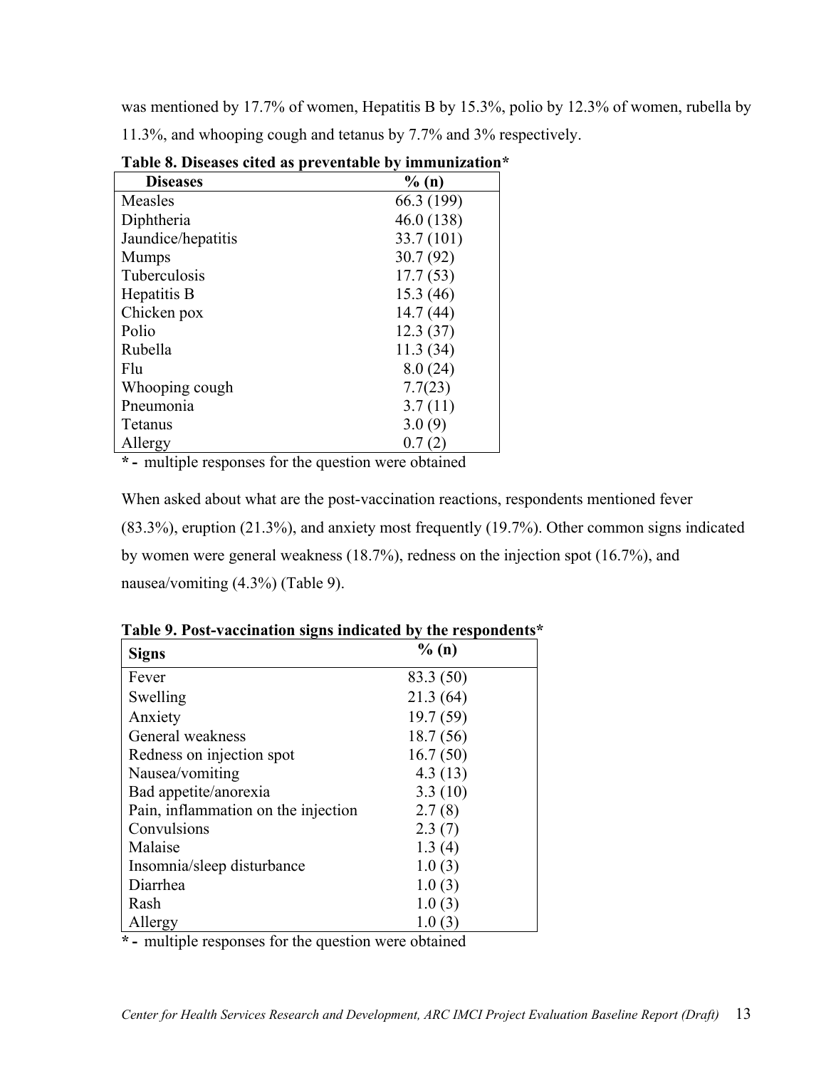was mentioned by 17.7% of women, Hepatitis B by 15.3%, polio by 12.3% of women, rubella by 11.3%, and whooping cough and tetanus by 7.7% and 3% respectively.

**Table 8. Diseases cited as preventable by immunization***

| Diseases | % (n) |
|---|---|
| Measles | 66.3 (199) |
| Diphtheria | 46.0 (138) |
| Jaundice/hepatitis | 33.7 (101) |
| Mumps | 30.7 (92) |
| Tuberculosis | 17.7 (53) |
| Hepatitis B | 15.3 (46) |
| Chicken pox | 14.7 (44) |
| Polio | 12.3 (37) |
| Rubella | 11.3 (34) |
| Flu | 8.0 (24) |
| Whooping cough | 7.7(23) |
| Pneumonia | 3.7 (11) |
| Tetanus | 3.0 (9) |
| Allergy | 0.7 (2) |

**\* -** multiple responses for the question were obtained

When asked about what are the post-vaccination reactions, respondents mentioned fever (83.3%), eruption (21.3%), and anxiety most frequently (19.7%). Other common signs indicated by women were general weakness (18.7%), redness on the injection spot (16.7%), and nausea/vomiting (4.3%) (Table 9).

**Table 9. Post-vaccination signs indicated by the respondents***

| Signs | % (n) |
|---|---|
| Fever | 83.3 (50) |
| Swelling | 21.3 (64) |
| Anxiety | 19.7 (59) |
| General weakness | 18.7 (56) |
| Redness on injection spot | 16.7 (50) |
| Nausea/vomiting | 4.3 (13) |
| Bad appetite/anorexia | 3.3 (10) |
| Pain, inflammation on the injection | 2.7 (8) |
| Convulsions | 2.3 (7) |
| Malaise | 1.3 (4) |
| Insomnia/sleep disturbance | 1.0 (3) |
| Diarrhea | 1.0 (3) |
| Rash | 1.0 (3) |
| Allergy | 1.0 (3) |

**\* -** multiple responses for the question were obtained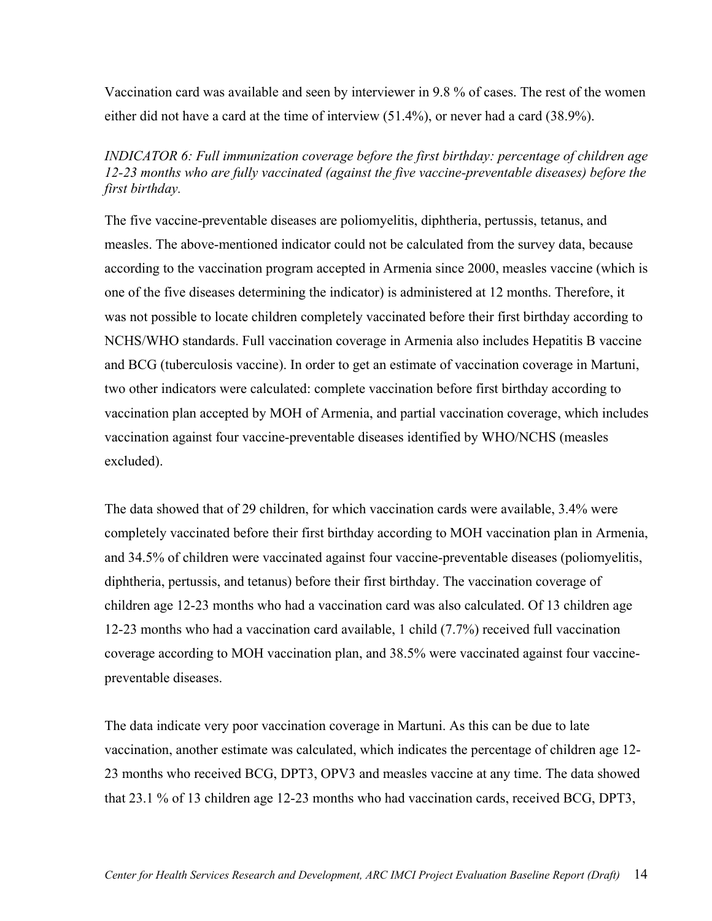Vaccination card was available and seen by interviewer in 9.8 % of cases. The rest of the women either did not have a card at the time of interview (51.4%), or never had a card (38.9%).

*INDICATOR 6: Full immunization coverage before the first birthday: percentage of children age 12-23 months who are fully vaccinated (against the five vaccine-preventable diseases) before the first birthday.*

The five vaccine-preventable diseases are poliomyelitis, diphtheria, pertussis, tetanus, and measles. The above-mentioned indicator could not be calculated from the survey data, because according to the vaccination program accepted in Armenia since 2000, measles vaccine (which is one of the five diseases determining the indicator) is administered at 12 months. Therefore, it was not possible to locate children completely vaccinated before their first birthday according to NCHS/WHO standards. Full vaccination coverage in Armenia also includes Hepatitis B vaccine and BCG (tuberculosis vaccine). In order to get an estimate of vaccination coverage in Martuni, two other indicators were calculated: complete vaccination before first birthday according to vaccination plan accepted by MOH of Armenia, and partial vaccination coverage, which includes vaccination against four vaccine-preventable diseases identified by WHO/NCHS (measles excluded).

The data showed that of 29 children, for which vaccination cards were available, 3.4% were completely vaccinated before their first birthday according to MOH vaccination plan in Armenia, and 34.5% of children were vaccinated against four vaccine-preventable diseases (poliomyelitis, diphtheria, pertussis, and tetanus) before their first birthday. The vaccination coverage of children age 12-23 months who had a vaccination card was also calculated. Of 13 children age 12-23 months who had a vaccination card available, 1 child (7.7%) received full vaccination coverage according to MOH vaccination plan, and 38.5% were vaccinated against four vaccine-preventable diseases.

The data indicate very poor vaccination coverage in Martuni. As this can be due to late vaccination, another estimate was calculated, which indicates the percentage of children age 12-23 months who received BCG, DPT3, OPV3 and measles vaccine at any time. The data showed that 23.1 % of 13 children age 12-23 months who had vaccination cards, received BCG, DPT3,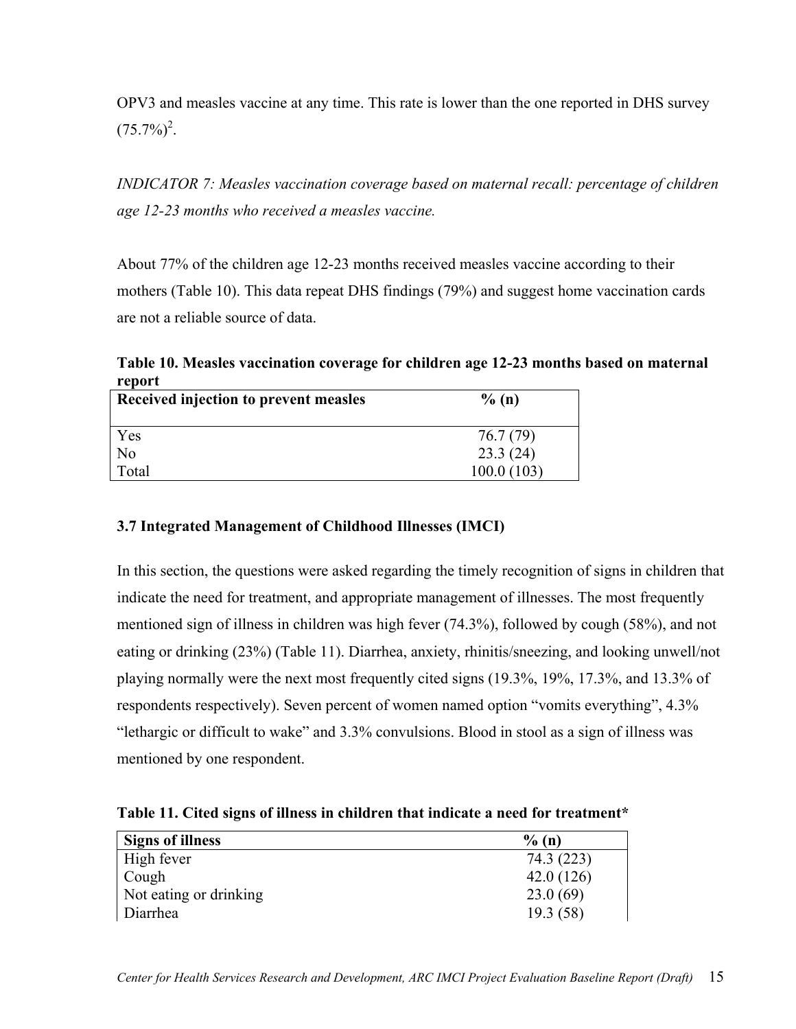OPV3 and measles vaccine at any time. This rate is lower than the one reported in DHS survey (75.7%)[2].

*INDICATOR 7: Measles vaccination coverage based on maternal recall: percentage of children age 12-23 months who received a measles vaccine.*

About 77% of the children age 12-23 months received measles vaccine according to their mothers (Table 10). This data repeat DHS findings (79%) and suggest home vaccination cards are not a reliable source of data.

**Table 10. Measles vaccination coverage for children age 12-23 months based on maternal report**

| Received injection to prevent measles | % (n) |
|---|---|
| Yes | 76.7 (79) |
| No | 23.3 (24) |
| Total | 100.0 (103) |

### 3.7 Integrated Management of Childhood Illnesses (IMCI)

In this section, the questions were asked regarding the timely recognition of signs in children that indicate the need for treatment, and appropriate management of illnesses. The most frequently mentioned sign of illness in children was high fever (74.3%), followed by cough (58%), and not eating or drinking (23%) (Table 11). Diarrhea, anxiety, rhinitis/sneezing, and looking unwell/not playing normally were the next most frequently cited signs (19.3%, 19%, 17.3%, and 13.3% of respondents respectively). Seven percent of women named option "vomits everything", 4.3% "lethargic or difficult to wake" and 3.3% convulsions. Blood in stool as a sign of illness was mentioned by one respondent.

**Table 11. Cited signs of illness in children that indicate a need for treatment***

| Signs of illness | % (n) |
|---|---|
| High fever | 74.3 (223) |
| Cough | 42.0 (126) |
| Not eating or drinking | 23.0 (69) |
| Diarrhea | 19.3 (58) |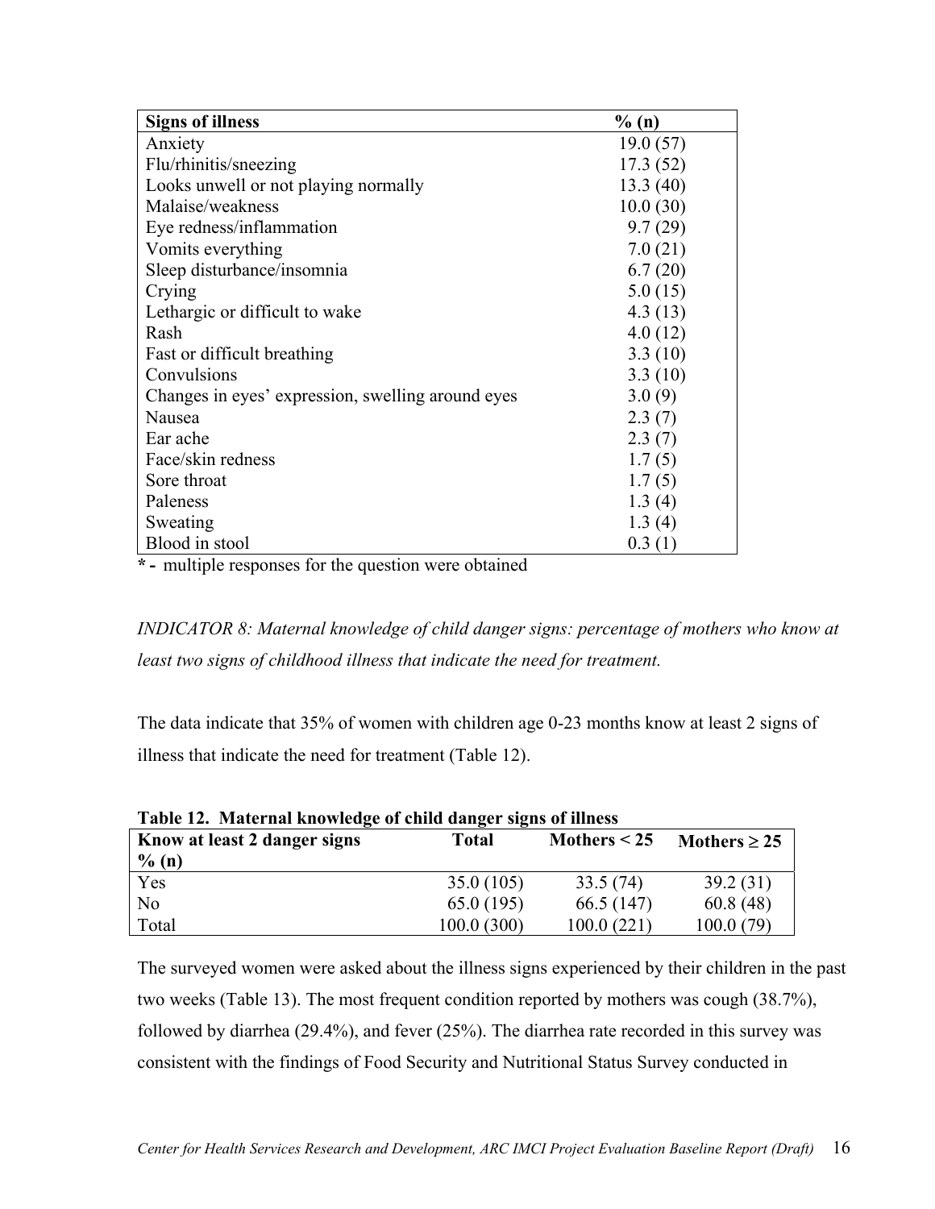| Signs of illness | % (n) |
|---|---|
| Anxiety | 19.0 (57) |
| Flu/rhinitis/sneezing | 17.3 (52) |
| Looks unwell or not playing normally | 13.3 (40) |
| Malaise/weakness | 10.0 (30) |
| Eye redness/inflammation | 9.7 (29) |
| Vomits everything | 7.0 (21) |
| Sleep disturbance/insomnia | 6.7 (20) |
| Crying | 5.0 (15) |
| Lethargic or difficult to wake | 4.3 (13) |
| Rash | 4.0 (12) |
| Fast or difficult breathing | 3.3 (10) |
| Convulsions | 3.3 (10) |
| Changes in eyes' expression, swelling around eyes | 3.0 (9) |
| Nausea | 2.3 (7) |
| Ear ache | 2.3 (7) |
| Face/skin redness | 1.7 (5) |
| Sore throat | 1.7 (5) |
| Paleness | 1.3 (4) |
| Sweating | 1.3 (4) |
| Blood in stool | 0.3 (1) |

**\* -** multiple responses for the question were obtained

*INDICATOR 8: Maternal knowledge of child danger signs: percentage of mothers who know at least two signs of childhood illness that indicate the need for treatment.*

The data indicate that 35% of women with children age 0-23 months know at least 2 signs of illness that indicate the need for treatment (Table 12).

**Table 12. Maternal knowledge of child danger signs of illness**

| Know at least 2 danger signs % (n) | Total | Mothers < 25 | Mothers ≥ 25 |
|---|---|---|---|
| Yes | 35.0 (105) | 33.5 (74) | 39.2 (31) |
| No | 65.0 (195) | 66.5 (147) | 60.8 (48) |
| Total | 100.0 (300) | 100.0 (221) | 100.0 (79) |

The surveyed women were asked about the illness signs experienced by their children in the past two weeks (Table 13). The most frequent condition reported by mothers was cough (38.7%), followed by diarrhea (29.4%), and fever (25%). The diarrhea rate recorded in this survey was consistent with the findings of Food Security and Nutritional Status Survey conducted in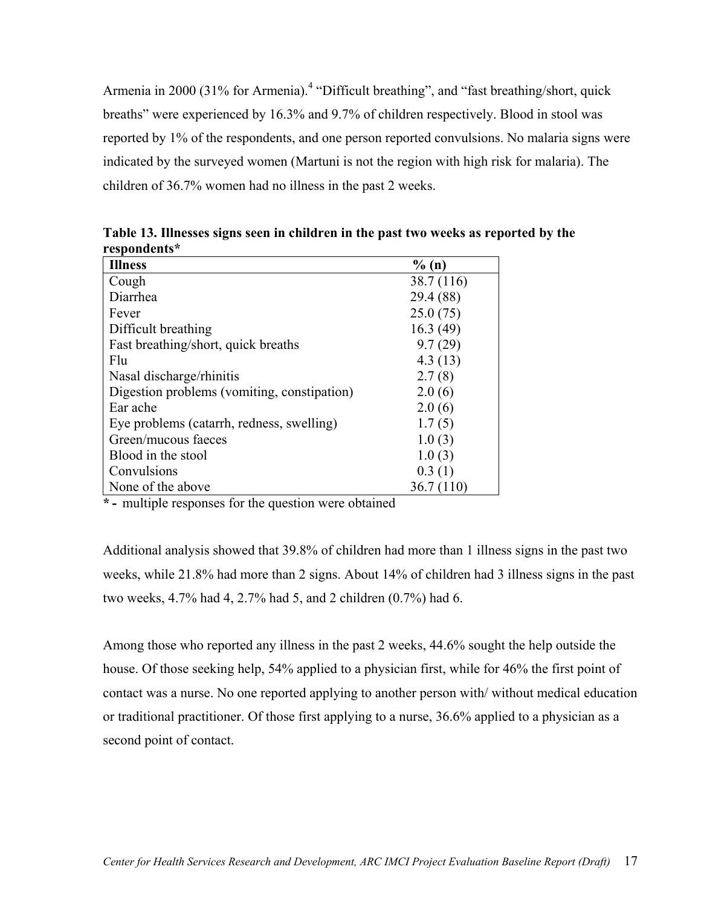Armenia in 2000 (31% for Armenia).[4] "Difficult breathing", and "fast breathing/short, quick breaths" were experienced by 16.3% and 9.7% of children respectively. Blood in stool was reported by 1% of the respondents, and one person reported convulsions. No malaria signs were indicated by the surveyed women (Martuni is not the region with high risk for malaria). The children of 36.7% women had no illness in the past 2 weeks.

**Table 13. Illnesses signs seen in children in the past two weeks as reported by the respondents***

| Illness | % (n) |
|---|---|
| Cough | 38.7 (116) |
| Diarrhea | 29.4 (88) |
| Fever | 25.0 (75) |
| Difficult breathing | 16.3 (49) |
| Fast breathing/short, quick breaths | 9.7 (29) |
| Flu | 4.3 (13) |
| Nasal discharge/rhinitis | 2.7 (8) |
| Digestion problems (vomiting, constipation) | 2.0 (6) |
| Ear ache | 2.0 (6) |
| Eye problems (catarrh, redness, swelling) | 1.7 (5) |
| Green/mucous faeces | 1.0 (3) |
| Blood in the stool | 1.0 (3) |
| Convulsions | 0.3 (1) |
| None of the above | 36.7 (110) |

**\* -** multiple responses for the question were obtained

Additional analysis showed that 39.8% of children had more than 1 illness signs in the past two weeks, while 21.8% had more than 2 signs. About 14% of children had 3 illness signs in the past two weeks, 4.7% had 4, 2.7% had 5, and 2 children (0.7%) had 6.

Among those who reported any illness in the past 2 weeks, 44.6% sought the help outside the house. Of those seeking help, 54% applied to a physician first, while for 46% the first point of contact was a nurse. No one reported applying to another person with/ without medical education or traditional practitioner. Of those first applying to a nurse, 36.6% applied to a physician as a second point of contact.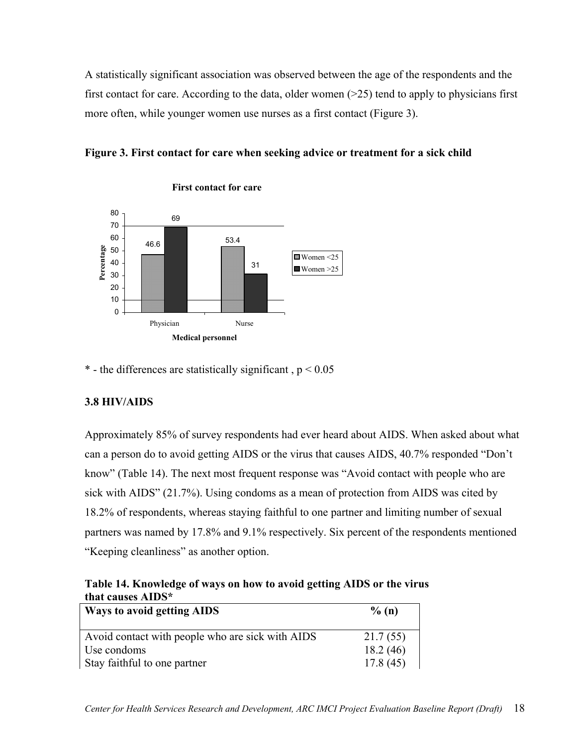A statistically significant association was observed between the age of the respondents and the first contact for care. According to the data, older women (>25) tend to apply to physicians first more often, while younger women use nurses as a first contact (Figure 3).

**Figure 3. First contact for care when seeking advice or treatment for a sick child**

**First contact for care**

| Medical personnel | Women <25 | Women >25 |
|---|---|---|
| Physician | 46.6 | 69 |
| Nurse | 53.4 | 31 |

\* - the differences are statistically significant , $p < 0.05$

### 3.8 HIV/AIDS

Approximately 85% of survey respondents had ever heard about AIDS. When asked about what can a person do to avoid getting AIDS or the virus that causes AIDS, 40.7% responded "Don't know" (Table 14). The next most frequent response was "Avoid contact with people who are sick with AIDS" (21.7%). Using condoms as a mean of protection from AIDS was cited by 18.2% of respondents, whereas staying faithful to one partner and limiting number of sexual partners was named by 17.8% and 9.1% respectively. Six percent of the respondents mentioned "Keeping cleanliness" as another option.

**Table 14. Knowledge of ways on how to avoid getting AIDS or the virus that causes AIDS***

| Ways to avoid getting AIDS | % (n) |
|---|---|
| Avoid contact with people who are sick with AIDS | 21.7 (55) |
| Use condoms | 18.2 (46) |
| Stay faithful to one partner | 17.8 (45) |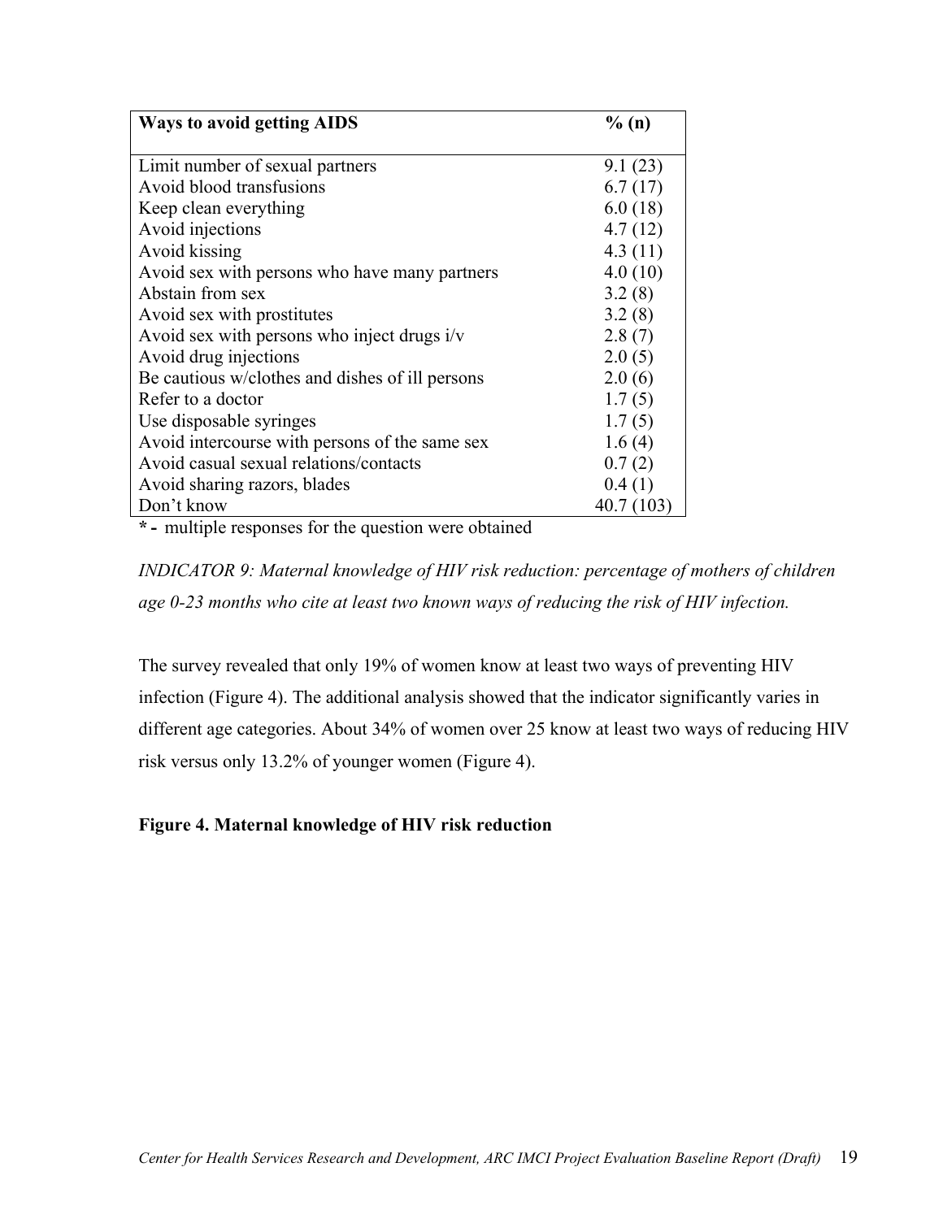| Ways to avoid getting AIDS | % (n) |
|---|---|
| Limit number of sexual partners | 9.1 (23) |
| Avoid blood transfusions | 6.7 (17) |
| Keep clean everything | 6.0 (18) |
| Avoid injections | 4.7 (12) |
| Avoid kissing | 4.3 (11) |
| Avoid sex with persons who have many partners | 4.0 (10) |
| Abstain from sex | 3.2 (8) |
| Avoid sex with prostitutes | 3.2 (8) |
| Avoid sex with persons who inject drugs i/v | 2.8 (7) |
| Avoid drug injections | 2.0 (5) |
| Be cautious w/clothes and dishes of ill persons | 2.0 (6) |
| Refer to a doctor | 1.7 (5) |
| Use disposable syringes | 1.7 (5) |
| Avoid intercourse with persons of the same sex | 1.6 (4) |
| Avoid casual sexual relations/contacts | 0.7 (2) |
| Avoid sharing razors, blades | 0.4 (1) |
| Don't know | 40.7 (103) |

**\* -** multiple responses for the question were obtained

*INDICATOR 9: Maternal knowledge of HIV risk reduction: percentage of mothers of children age 0-23 months who cite at least two known ways of reducing the risk of HIV infection.*

The survey revealed that only 19% of women know at least two ways of preventing HIV infection (Figure 4). The additional analysis showed that the indicator significantly varies in different age categories. About 34% of women over 25 know at least two ways of reducing HIV risk versus only 13.2% of younger women (Figure 4).

**Figure 4. Maternal knowledge of HIV risk reduction**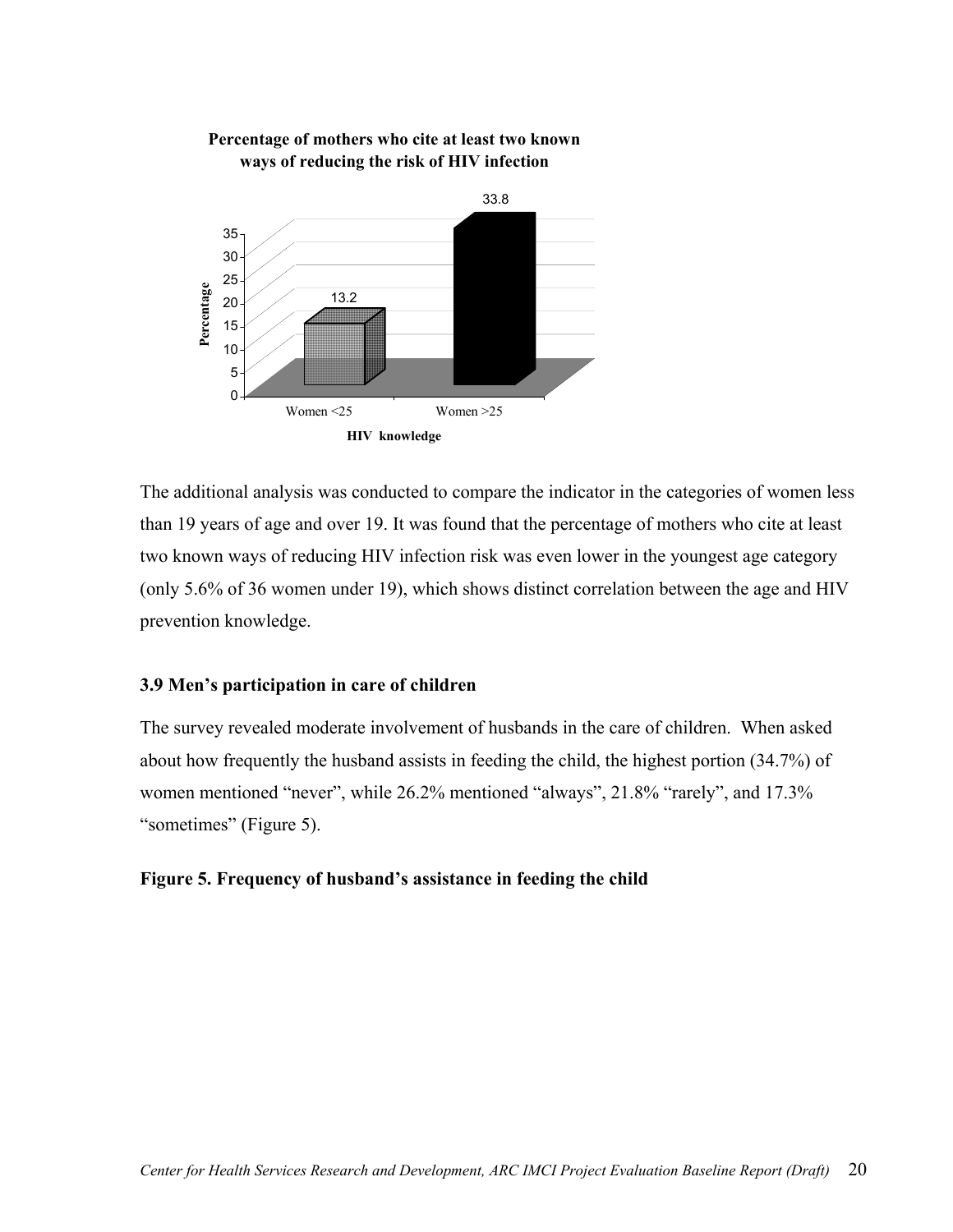**Percentage of mothers who cite at least two known ways of reducing the risk of HIV infection**

| HIV knowledge | Percentage |
|---|---|
| Women <25 | 13.2 |
| Women >25 | 33.8 |

The additional analysis was conducted to compare the indicator in the categories of women less than 19 years of age and over 19. It was found that the percentage of mothers who cite at least two known ways of reducing HIV infection risk was even lower in the youngest age category (only 5.6% of 36 women under 19), which shows distinct correlation between the age and HIV prevention knowledge.

### 3.9 Men's participation in care of children

The survey revealed moderate involvement of husbands in the care of children. When asked about how frequently the husband assists in feeding the child, the highest portion (34.7%) of women mentioned "never", while 26.2% mentioned "always", 21.8% "rarely", and 17.3% "sometimes" (Figure 5).

**Figure 5. Frequency of husband's assistance in feeding the child**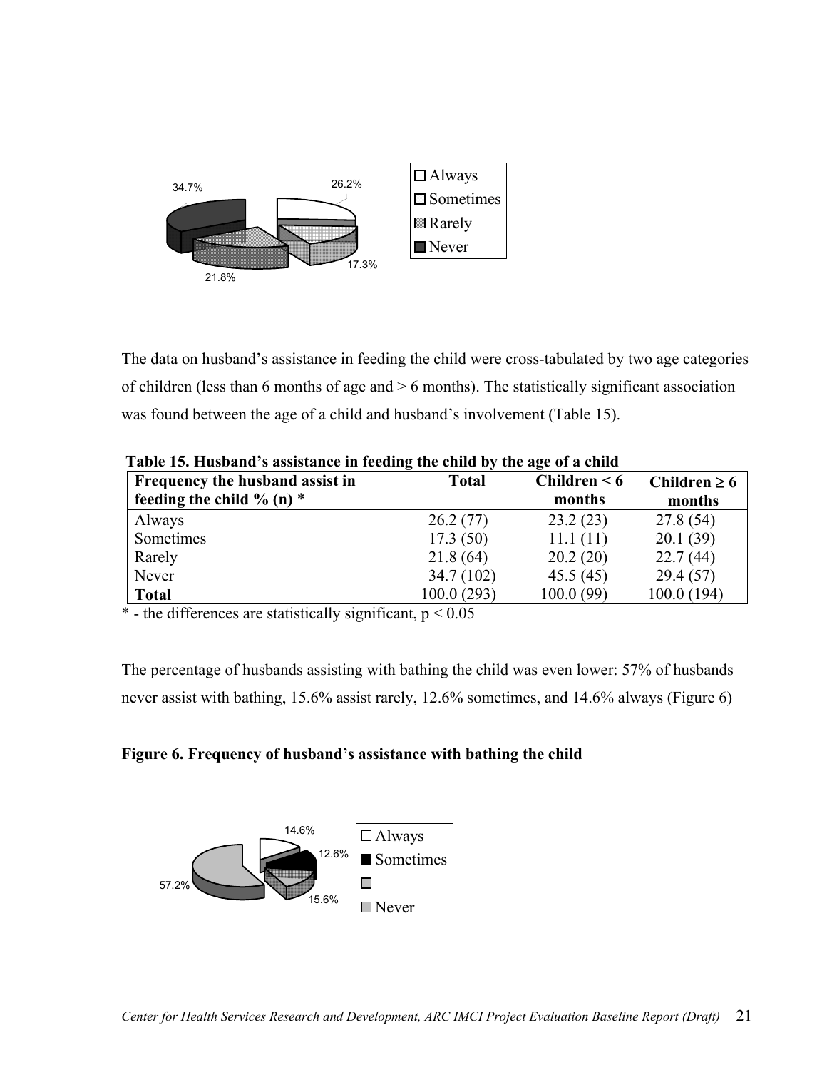The data on husband's assistance in feeding the child were cross-tabulated by two age categories of children (less than 6 months of age and $\geq$ 6 months). The statistically significant association was found between the age of a child and husband's involvement (Table 15).

**Table 15. Husband's assistance in feeding the child by the age of a child**

| Frequency the husband assist in feeding the child % (n) * | Total | Children < 6 months | Children ≥ 6 months |
|---|---|---|---|
| Always | 26.2 (77) | 23.2 (23) | 27.8 (54) |
| Sometimes | 17.3 (50) | 11.1 (11) | 20.1 (39) |
| Rarely | 21.8 (64) | 20.2 (20) | 22.7 (44) |
| Never | 34.7 (102) | 45.5 (45) | 29.4 (57) |
| **Total** | 100.0 (293) | 100.0 (99) | 100.0 (194) |

\* - the differences are statistically significant, $p < 0.05$

The percentage of husbands assisting with bathing the child was even lower: 57% of husbands never assist with bathing, 15.6% assist rarely, 12.6% sometimes, and 14.6% always (Figure 6)

**Figure 6. Frequency of husband's assistance with bathing the child**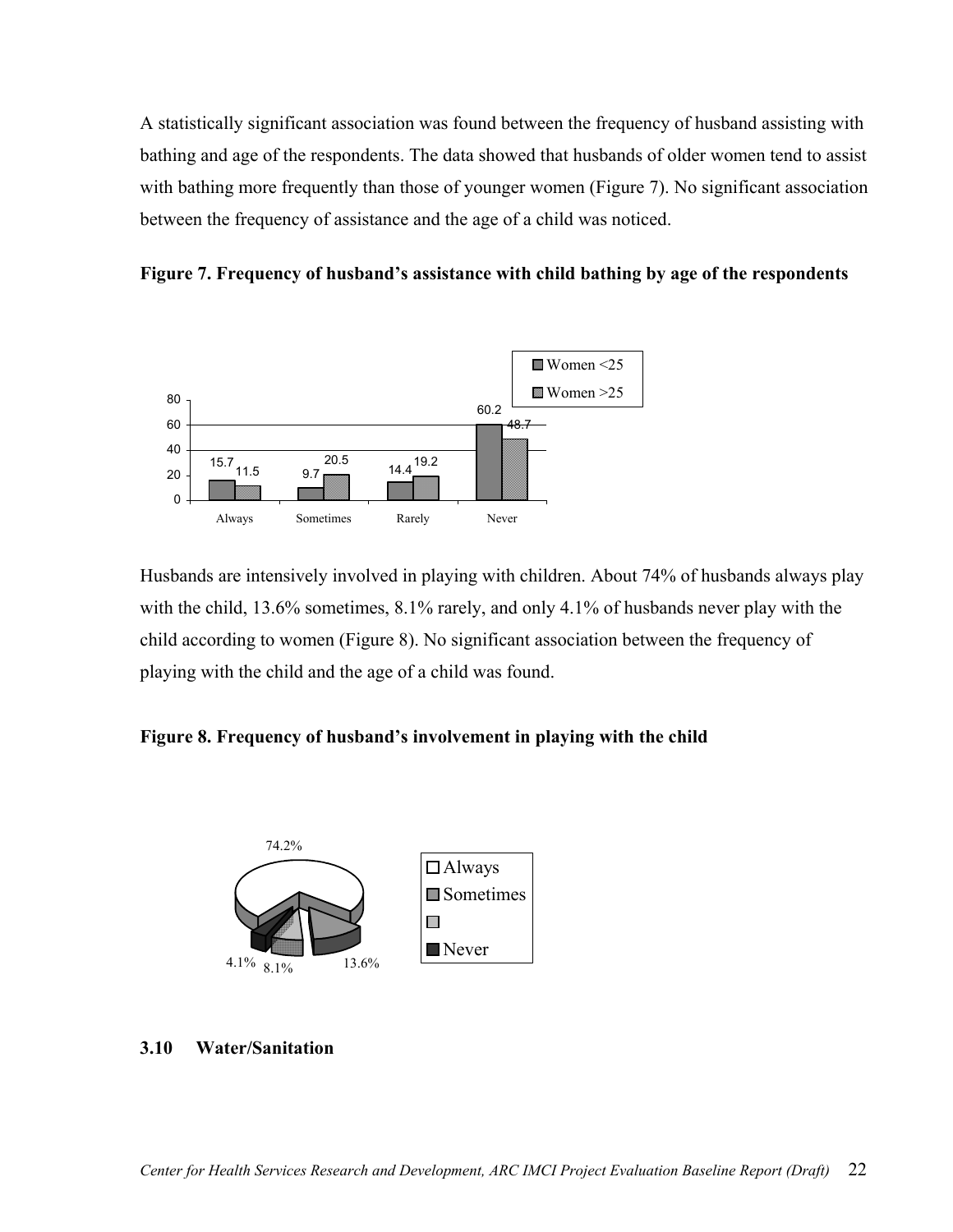A statistically significant association was found between the frequency of husband assisting with bathing and age of the respondents. The data showed that husbands of older women tend to assist with bathing more frequently than those of younger women (Figure 7). No significant association between the frequency of assistance and the age of a child was noticed.

**Figure 7. Frequency of husband's assistance with child bathing by age of the respondents**

| | Always | Sometimes | Rarely | Never |
|---|---|---|---|---|
| Women <25 | 15.7 | 9.7 | 14.4 | 60.2 |
| Women >25 | 11.5 | 20.5 | 19.2 | 48.7 |

Husbands are intensively involved in playing with children. About 74% of husbands always play with the child, 13.6% sometimes, 8.1% rarely, and only 4.1% of husbands never play with the child according to women (Figure 8). No significant association between the frequency of playing with the child and the age of a child was found.

**Figure 8. Frequency of husband's involvement in playing with the child**

| | Percent |
|---|---|
| Always | 74.2% |
| Sometimes | 13.6% |
| | 8.1% |
| Never | 4.1% |

### 3.10 Water/Sanitation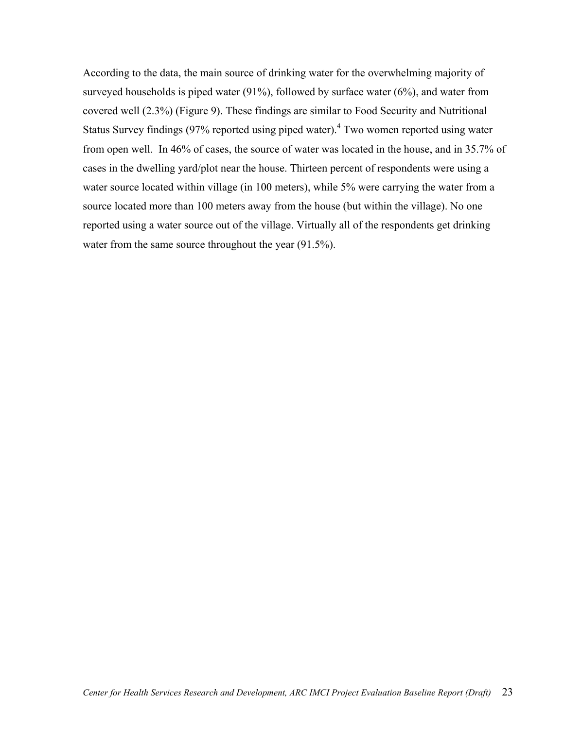According to the data, the main source of drinking water for the overwhelming majority of surveyed households is piped water (91%), followed by surface water (6%), and water from covered well (2.3%) (Figure 9). These findings are similar to Food Security and Nutritional Status Survey findings (97% reported using piped water).[4] Two women reported using water from open well.  In 46% of cases, the source of water was located in the house, and in 35.7% of cases in the dwelling yard/plot near the house. Thirteen percent of respondents were using a water source located within village (in 100 meters), while 5% were carrying the water from a source located more than 100 meters away from the house (but within the village). No one reported using a water source out of the village. Virtually all of the respondents get drinking water from the same source throughout the year (91.5%).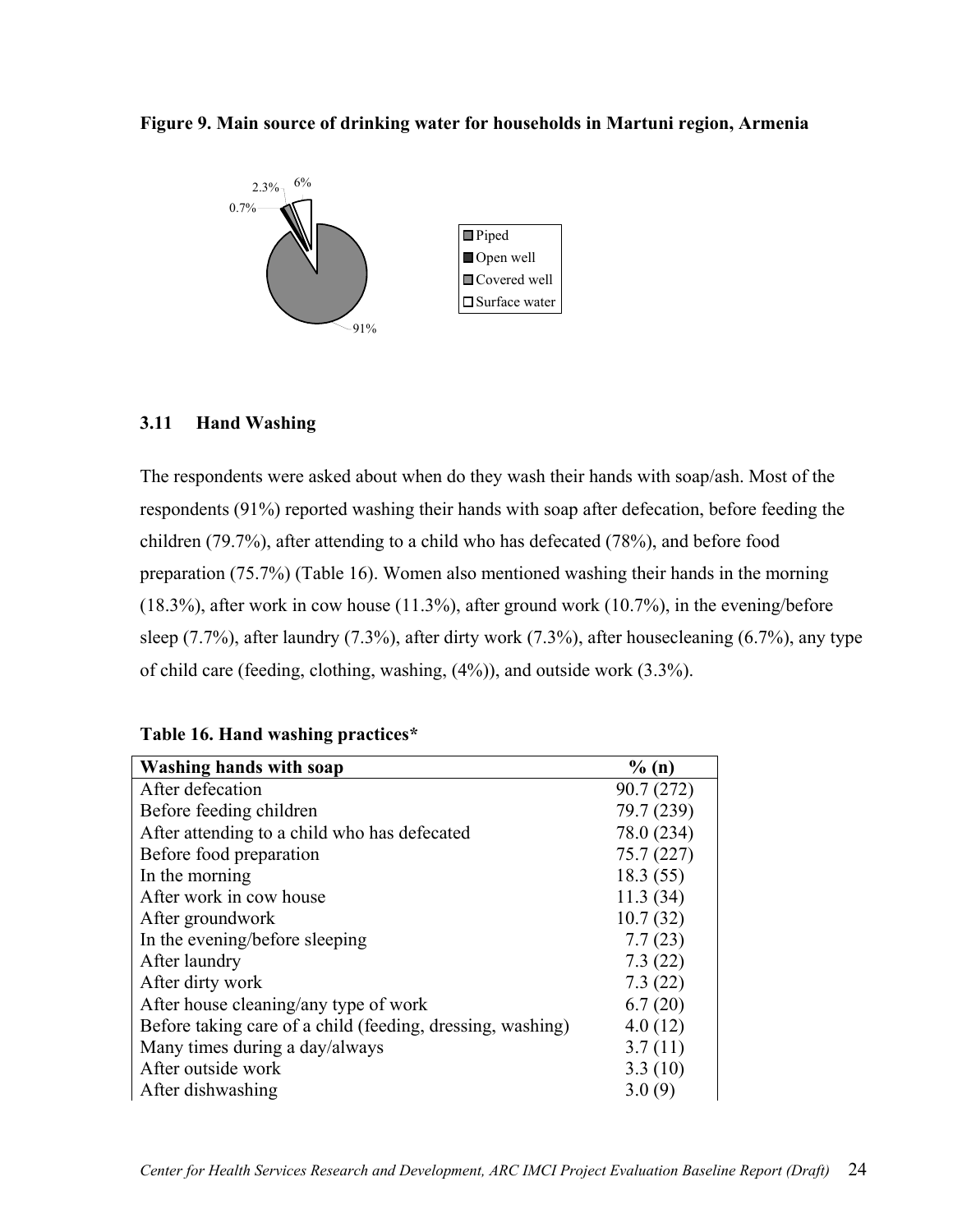**Figure 9. Main source of drinking water for households in Martuni region, Armenia**

### 3.11 Hand Washing

The respondents were asked about when do they wash their hands with soap/ash. Most of the respondents (91%) reported washing their hands with soap after defecation, before feeding the children (79.7%), after attending to a child who has defecated (78%), and before food preparation (75.7%) (Table 16). Women also mentioned washing their hands in the morning (18.3%), after work in cow house (11.3%), after ground work (10.7%), in the evening/before sleep (7.7%), after laundry (7.3%), after dirty work (7.3%), after housecleaning (6.7%), any type of child care (feeding, clothing, washing, (4%)), and outside work (3.3%).

**Table 16. Hand washing practices***

| Washing hands with soap | % (n) |
|---|---|
| After defecation | 90.7 (272) |
| Before feeding children | 79.7 (239) |
| After attending to a child who has defecated | 78.0 (234) |
| Before food preparation | 75.7 (227) |
| In the morning | 18.3 (55) |
| After work in cow house | 11.3 (34) |
| After groundwork | 10.7 (32) |
| In the evening/before sleeping | 7.7 (23) |
| After laundry | 7.3 (22) |
| After dirty work | 7.3 (22) |
| After house cleaning/any type of work | 6.7 (20) |
| Before taking care of a child (feeding, dressing, washing) | 4.0 (12) |
| Many times during a day/always | 3.7 (11) |
| After outside work | 3.3 (10) |
| After dishwashing | 3.0 (9) |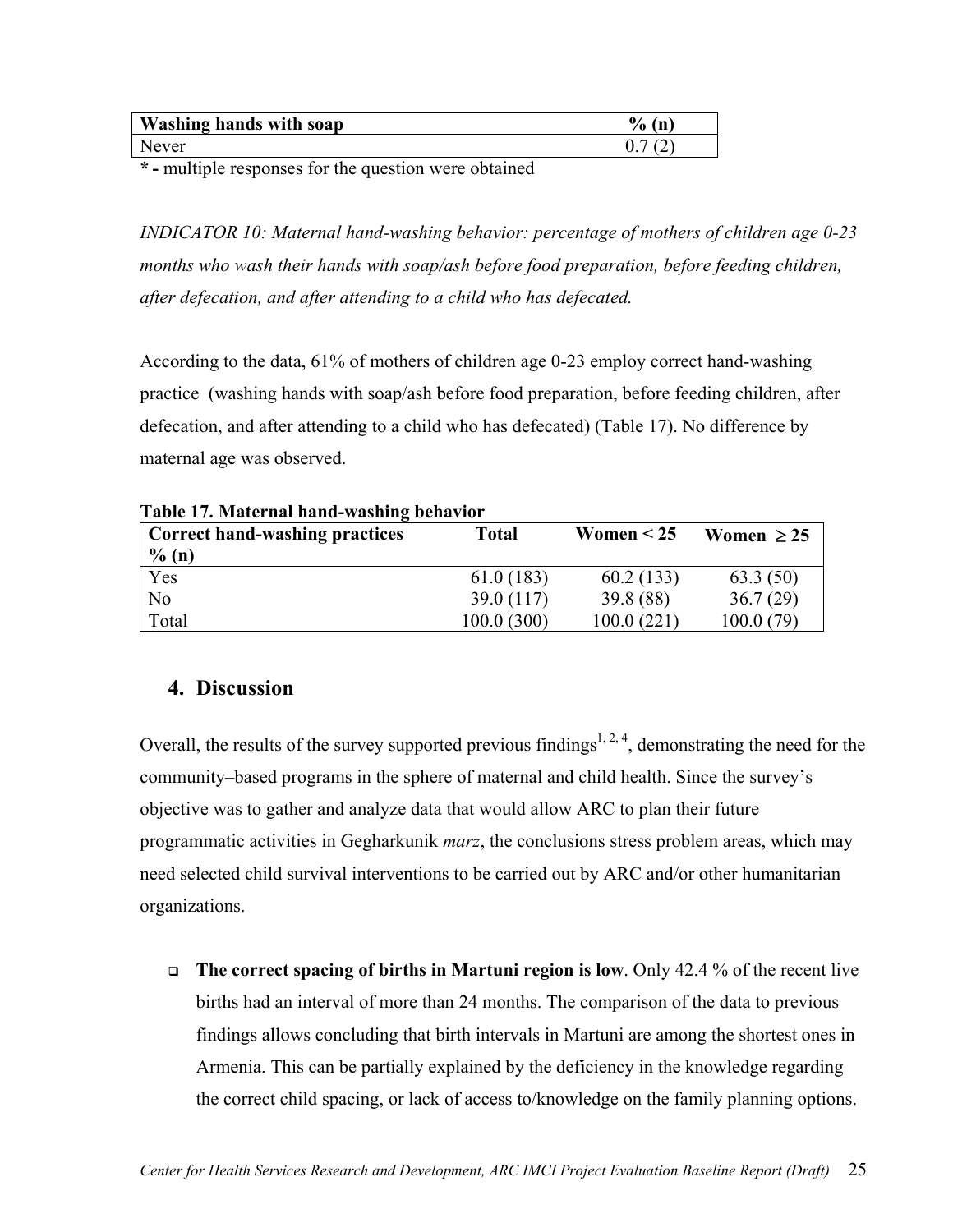| Washing hands with soap | % (n) |
|---|---|
| Never | 0.7 (2) |

**\* -** multiple responses for the question were obtained

*INDICATOR 10: Maternal hand-washing behavior: percentage of mothers of children age 0-23 months who wash their hands with soap/ash before food preparation, before feeding children, after defecation, and after attending to a child who has defecated.*

According to the data, 61% of mothers of children age 0-23 employ correct hand-washing practice (washing hands with soap/ash before food preparation, before feeding children, after defecation, and after attending to a child who has defecated) (Table 17). No difference by maternal age was observed.

**Table 17. Maternal hand-washing behavior**

| Correct hand-washing practices % (n) | Total | Women < 25 | Women ≥ 25 |
|---|---|---|---|
| Yes | 61.0 (183) | 60.2 (133) | 63.3 (50) |
| No | 39.0 (117) | 39.8 (88) | 36.7 (29) |
| Total | 100.0 (300) | 100.0 (221) | 100.0 (79) |

## 4. Discussion

Overall, the results of the survey supported previous findings[1, 2, 4], demonstrating the need for the community–based programs in the sphere of maternal and child health. Since the survey's objective was to gather and analyze data that would allow ARC to plan their future programmatic activities in Gegharkunik *marz*, the conclusions stress problem areas, which may need selected child survival interventions to be carried out by ARC and/or other humanitarian organizations.

- **The correct spacing of births in Martuni region is low**. Only 42.4 % of the recent live births had an interval of more than 24 months. The comparison of the data to previous findings allows concluding that birth intervals in Martuni are among the shortest ones in Armenia. This can be partially explained by the deficiency in the knowledge regarding the correct child spacing, or lack of access to/knowledge on the family planning options.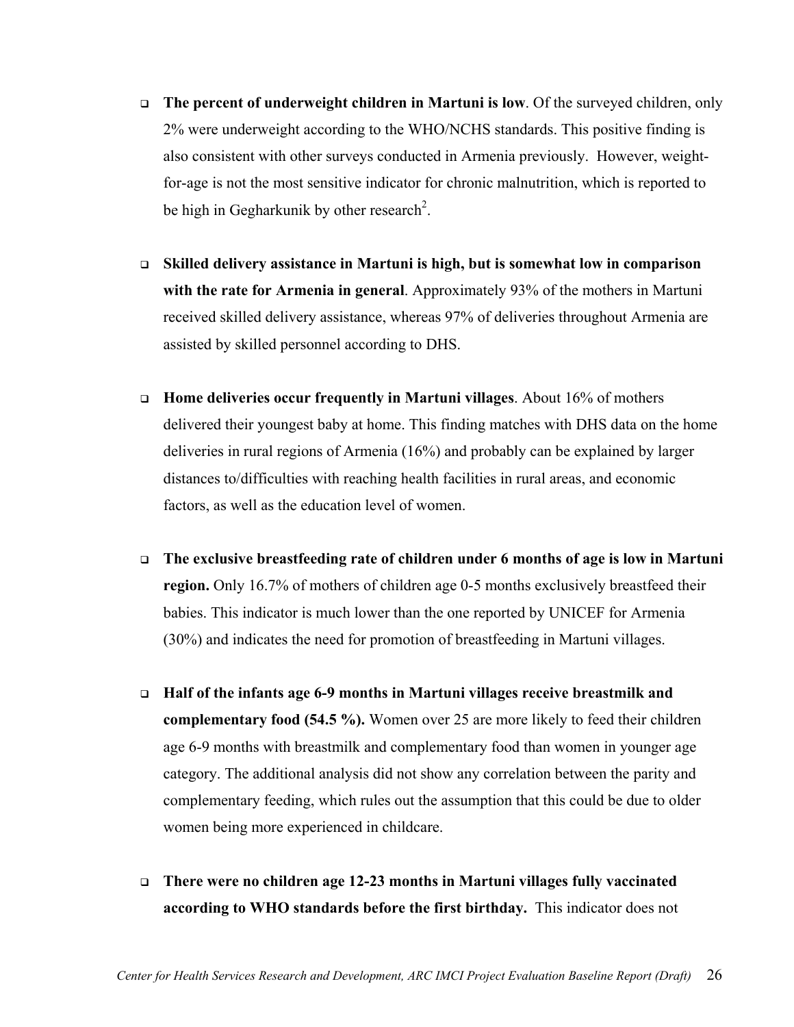- **The percent of underweight children in Martuni is low**. Of the surveyed children, only 2% were underweight according to the WHO/NCHS standards. This positive finding is also consistent with other surveys conducted in Armenia previously. However, weight-for-age is not the most sensitive indicator for chronic malnutrition, which is reported to be high in Gegharkunik by other research[2].

- **Skilled delivery assistance in Martuni is high, but is somewhat low in comparison with the rate for Armenia in general**. Approximately 93% of the mothers in Martuni received skilled delivery assistance, whereas 97% of deliveries throughout Armenia are assisted by skilled personnel according to DHS.

- **Home deliveries occur frequently in Martuni villages**. About 16% of mothers delivered their youngest baby at home. This finding matches with DHS data on the home deliveries in rural regions of Armenia (16%) and probably can be explained by larger distances to/difficulties with reaching health facilities in rural areas, and economic factors, as well as the education level of women.

- **The exclusive breastfeeding rate of children under 6 months of age is low in Martuni region.** Only 16.7% of mothers of children age 0-5 months exclusively breastfeed their babies. This indicator is much lower than the one reported by UNICEF for Armenia (30%) and indicates the need for promotion of breastfeeding in Martuni villages.

- **Half of the infants age 6-9 months in Martuni villages receive breastmilk and complementary food (54.5 %).** Women over 25 are more likely to feed their children age 6-9 months with breastmilk and complementary food than women in younger age category. The additional analysis did not show any correlation between the parity and complementary feeding, which rules out the assumption that this could be due to older women being more experienced in childcare.

- **There were no children age 12-23 months in Martuni villages fully vaccinated according to WHO standards before the first birthday.** This indicator does not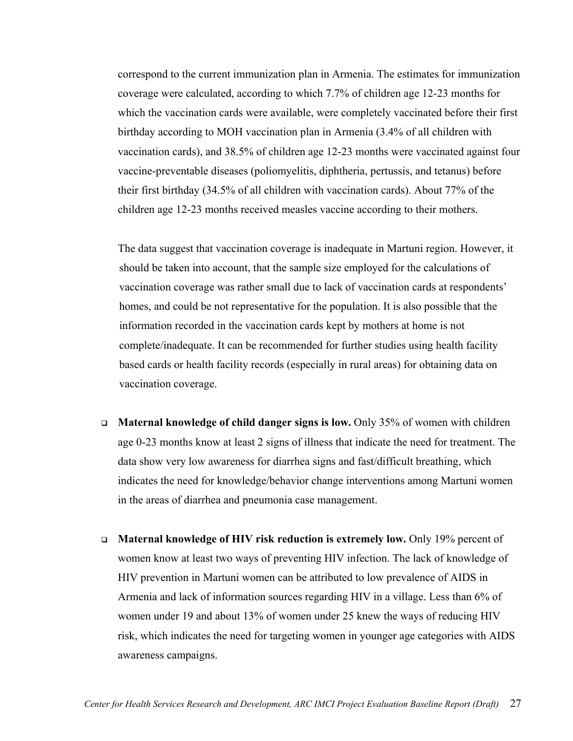correspond to the current immunization plan in Armenia. The estimates for immunization coverage were calculated, according to which 7.7% of children age 12-23 months for which the vaccination cards were available, were completely vaccinated before their first birthday according to MOH vaccination plan in Armenia (3.4% of all children with vaccination cards), and 38.5% of children age 12-23 months were vaccinated against four vaccine-preventable diseases (poliomyelitis, diphtheria, pertussis, and tetanus) before their first birthday (34.5% of all children with vaccination cards). About 77% of the children age 12-23 months received measles vaccine according to their mothers.

The data suggest that vaccination coverage is inadequate in Martuni region. However, it should be taken into account, that the sample size employed for the calculations of vaccination coverage was rather small due to lack of vaccination cards at respondents' homes, and could be not representative for the population. It is also possible that the information recorded in the vaccination cards kept by mothers at home is not complete/inadequate. It can be recommended for further studies using health facility based cards or health facility records (especially in rural areas) for obtaining data on vaccination coverage.

- **Maternal knowledge of child danger signs is low.** Only 35% of women with children age 0-23 months know at least 2 signs of illness that indicate the need for treatment. The data show very low awareness for diarrhea signs and fast/difficult breathing, which indicates the need for knowledge/behavior change interventions among Martuni women in the areas of diarrhea and pneumonia case management.

- **Maternal knowledge of HIV risk reduction is extremely low.** Only 19% percent of women know at least two ways of preventing HIV infection. The lack of knowledge of HIV prevention in Martuni women can be attributed to low prevalence of AIDS in Armenia and lack of information sources regarding HIV in a village. Less than 6% of women under 19 and about 13% of women under 25 knew the ways of reducing HIV risk, which indicates the need for targeting women in younger age categories with AIDS awareness campaigns.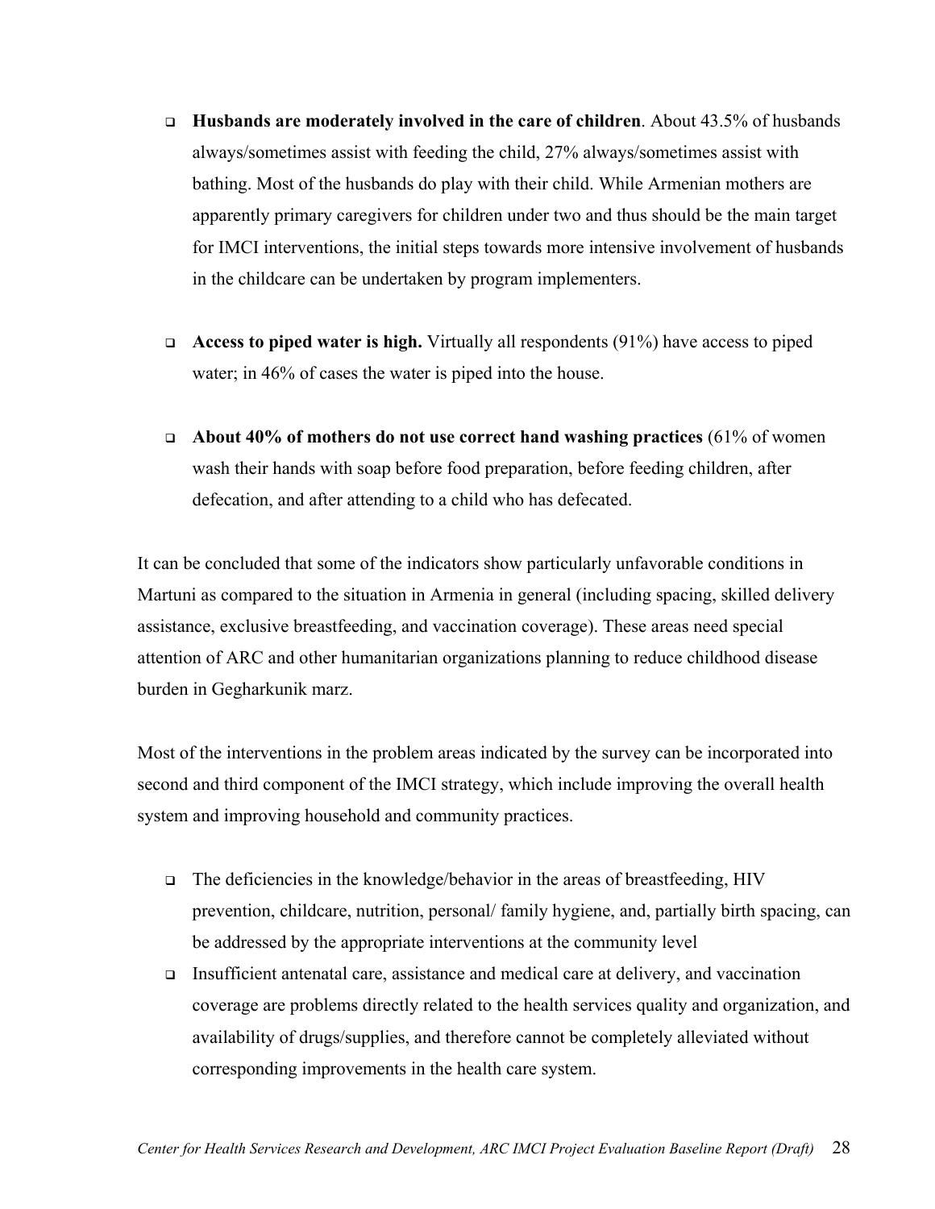- **Husbands are moderately involved in the care of children**. About 43.5% of husbands always/sometimes assist with feeding the child, 27% always/sometimes assist with bathing. Most of the husbands do play with their child. While Armenian mothers are apparently primary caregivers for children under two and thus should be the main target for IMCI interventions, the initial steps towards more intensive involvement of husbands in the childcare can be undertaken by program implementers.

- **Access to piped water is high.** Virtually all respondents (91%) have access to piped water; in 46% of cases the water is piped into the house.

- **About 40% of mothers do not use correct hand washing practices** (61% of women wash their hands with soap before food preparation, before feeding children, after defecation, and after attending to a child who has defecated.

It can be concluded that some of the indicators show particularly unfavorable conditions in Martuni as compared to the situation in Armenia in general (including spacing, skilled delivery assistance, exclusive breastfeeding, and vaccination coverage). These areas need special attention of ARC and other humanitarian organizations planning to reduce childhood disease burden in Gegharkunik marz.

Most of the interventions in the problem areas indicated by the survey can be incorporated into second and third component of the IMCI strategy, which include improving the overall health system and improving household and community practices.

- The deficiencies in the knowledge/behavior in the areas of breastfeeding, HIV prevention, childcare, nutrition, personal/ family hygiene, and, partially birth spacing, can be addressed by the appropriate interventions at the community level
- Insufficient antenatal care, assistance and medical care at delivery, and vaccination coverage are problems directly related to the health services quality and organization, and availability of drugs/supplies, and therefore cannot be completely alleviated without corresponding improvements in the health care system.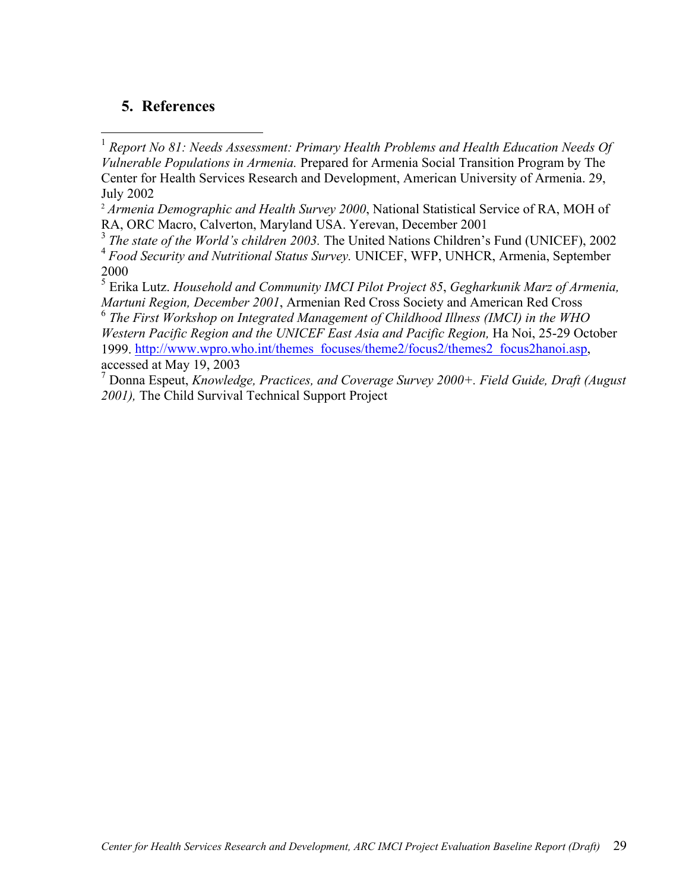## 5. References

[1] *Report No 81: Needs Assessment: Primary Health Problems and Health Education Needs Of Vulnerable Populations in Armenia.* Prepared for Armenia Social Transition Program by The Center for Health Services Research and Development, American University of Armenia. 29, July 2002

[2] *Armenia Demographic and Health Survey 2000*, National Statistical Service of RA, MOH of RA, ORC Macro, Calverton, Maryland USA. Yerevan, December 2001

[3] *The state of the World's children 2003.* The United Nations Children's Fund (UNICEF), 2002

[4] *Food Security and Nutritional Status Survey.* UNICEF, WFP, UNHCR, Armenia, September 2000

[5] Erika Lutz. *Household and Community IMCI Pilot Project 85*, *Gegharkunik Marz of Armenia, Martuni Region, December 2001*, Armenian Red Cross Society and American Red Cross

[6] *The First Workshop on Integrated Management of Childhood Illness (IMCI) in the WHO Western Pacific Region and the UNICEF East Asia and Pacific Region,* Ha Noi, 25-29 October 1999. http://www.wpro.who.int/themes_focuses/theme2/focus2/themes2_focus2hanoi.asp, accessed at May 19, 2003

[7] Donna Espeut, *Knowledge, Practices, and Coverage Survey 2000+. Field Guide, Draft (August 2001),* The Child Survival Technical Support Project